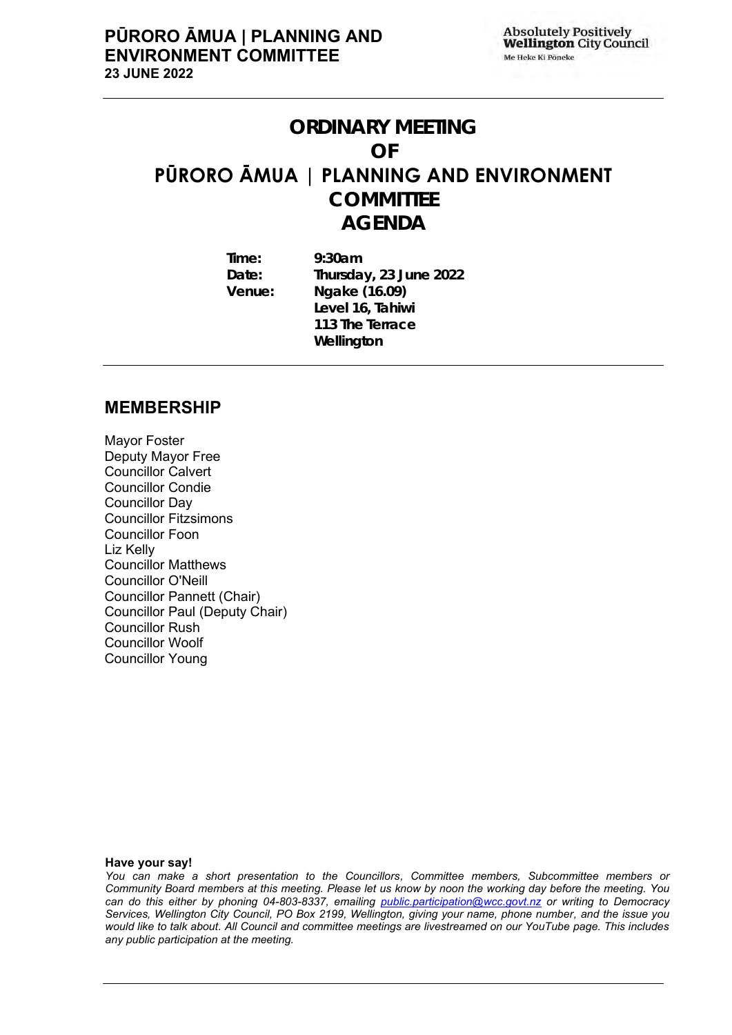# ORDINARY MEETING
# OF
# PŪRORO ĀMUA | PLANNING AND ENVIRONMENT COMMITTEE
# AGENDA

**Time:** 9:30am
**Date:** Thursday, 23 June 2022
**Venue:** Ngake (16.09)
Level 16, Tahiwi
113 The Terrace
Wellington

## MEMBERSHIP

Mayor Foster
Deputy Mayor Free
Councillor Calvert
Councillor Condie
Councillor Day
Councillor Fitzsimons
Councillor Foon
Liz Kelly
Councillor Matthews
Councillor O'Neill
Councillor Pannett (Chair)
Councillor Paul (Deputy Chair)
Councillor Rush
Councillor Woolf
Councillor Young

**Have your say!**

*You can make a short presentation to the Councillors, Committee members, Subcommittee members or Community Board members at this meeting. Please let us know by noon the working day before the meeting. You can do this either by phoning 04-803-8337, emailing public.participation@wcc.govt.nz or writing to Democracy Services, Wellington City Council, PO Box 2199, Wellington, giving your name, phone number, and the issue you would like to talk about. All Council and committee meetings are livestreamed on our YouTube page. This includes any public participation at the meeting.*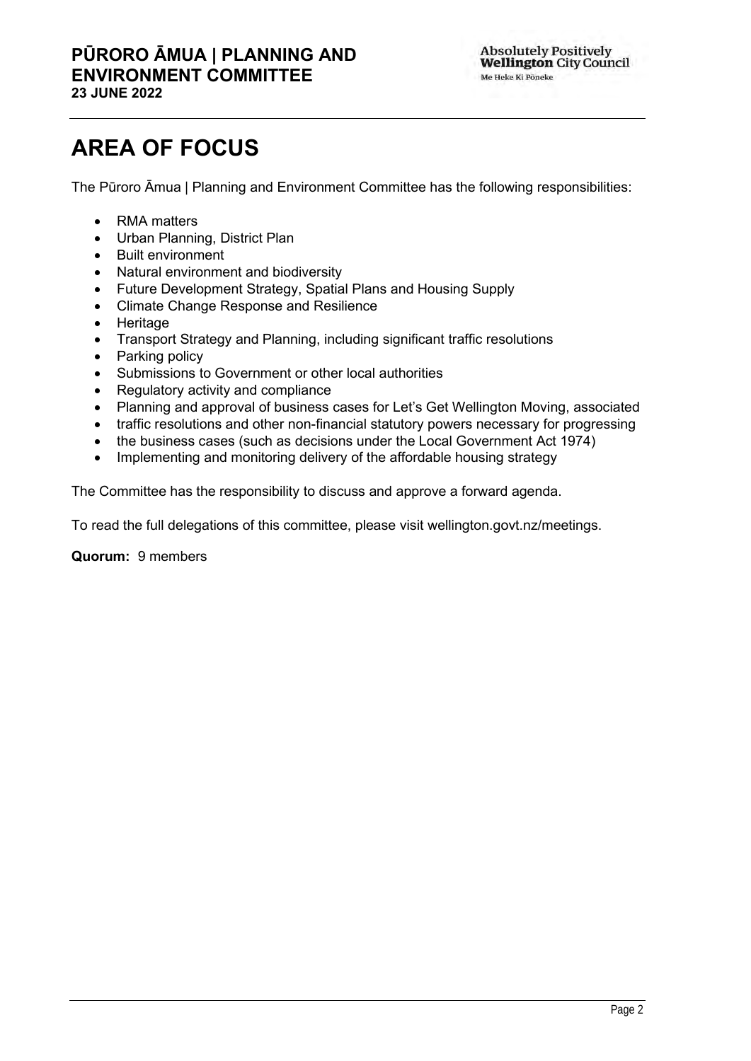# AREA OF FOCUS

The Pūroro Āmua | Planning and Environment Committee has the following responsibilities:

- RMA matters
- Urban Planning, District Plan
- Built environment
- Natural environment and biodiversity
- Future Development Strategy, Spatial Plans and Housing Supply
- Climate Change Response and Resilience
- Heritage
- Transport Strategy and Planning, including significant traffic resolutions
- Parking policy
- Submissions to Government or other local authorities
- Regulatory activity and compliance
- Planning and approval of business cases for Let's Get Wellington Moving, associated
- traffic resolutions and other non-financial statutory powers necessary for progressing
- the business cases (such as decisions under the Local Government Act 1974)
- Implementing and monitoring delivery of the affordable housing strategy

The Committee has the responsibility to discuss and approve a forward agenda.

To read the full delegations of this committee, please visit wellington.govt.nz/meetings.

**Quorum:** 9 members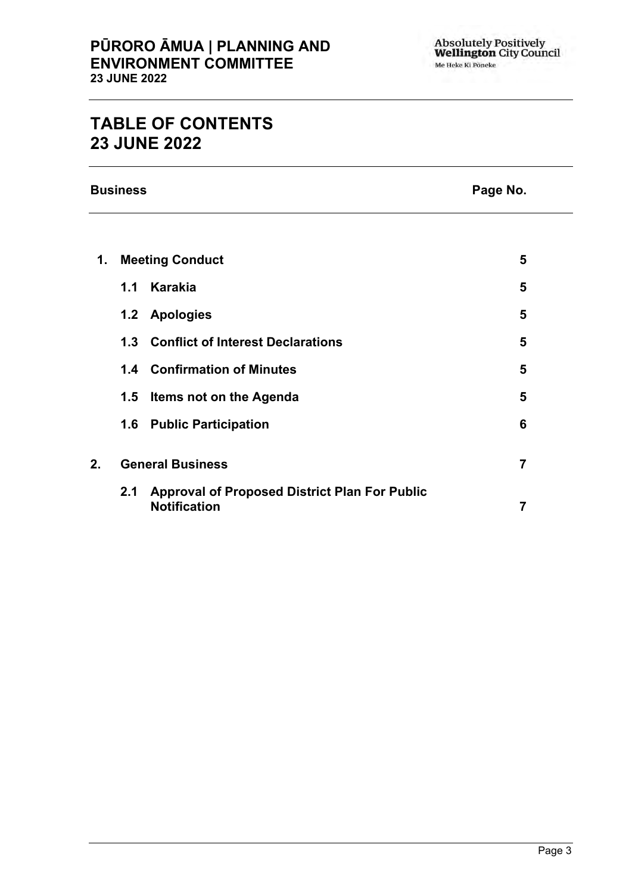# TABLE OF CONTENTS 23 JUNE 2022

| Business | | Page No. |
| --- | --- | --- |
| **1.** | **Meeting Conduct** | **5** |
| **1.1** | **Karakia** | **5** |
| **1.2** | **Apologies** | **5** |
| **1.3** | **Conflict of Interest Declarations** | **5** |
| **1.4** | **Confirmation of Minutes** | **5** |
| **1.5** | **Items not on the Agenda** | **5** |
| **1.6** | **Public Participation** | **6** |
| **2.** | **General Business** | **7** |
| **2.1** | **Approval of Proposed District Plan For Public Notification** | **7** |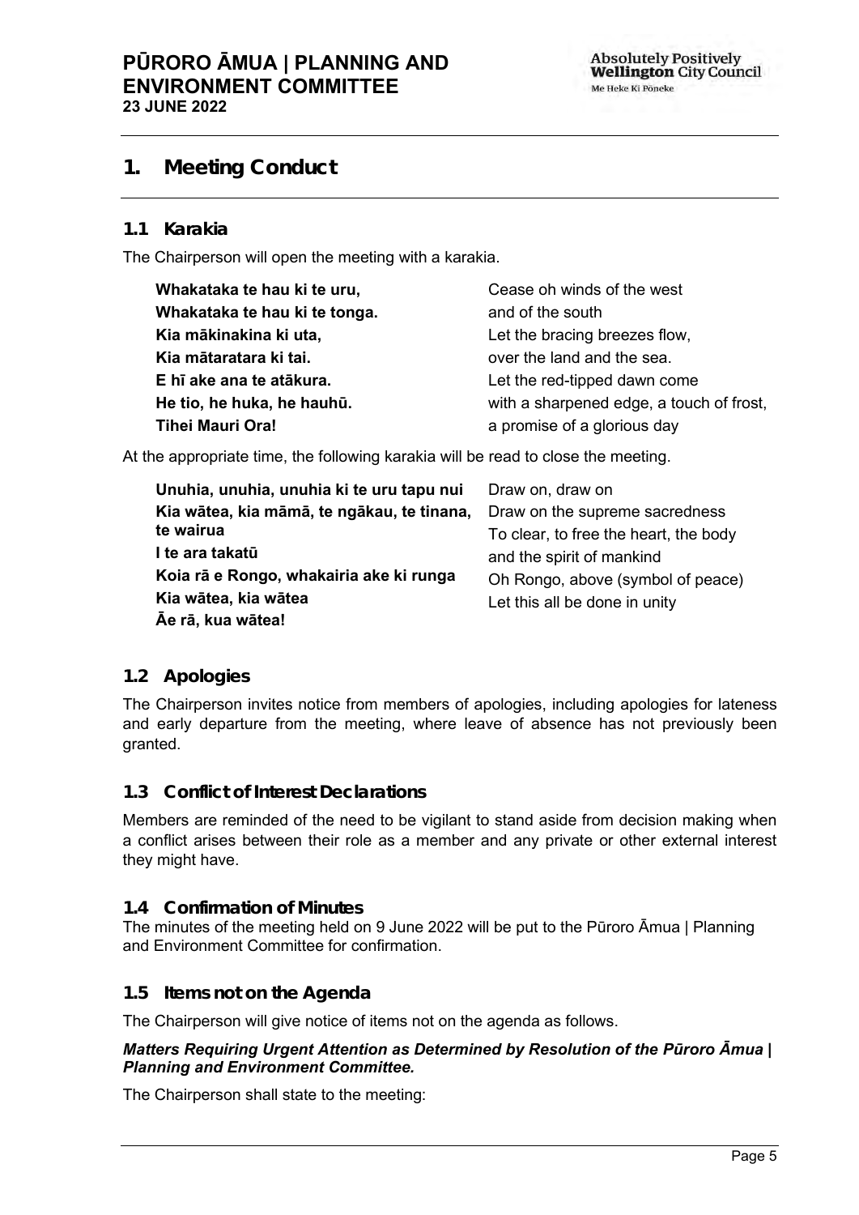# 1. Meeting Conduct

## 1.1 Karakia

The Chairperson will open the meeting with a karakia.

| | |
|---|---|
| **Whakataka te hau ki te uru,** | Cease oh winds of the west |
| **Whakataka te hau ki te tonga.** | and of the south |
| **Kia mākinakina ki uta,** | Let the bracing breezes flow, |
| **Kia mātaratara ki tai.** | over the land and the sea. |
| **E hī ake ana te atākura.** | Let the red-tipped dawn come |
| **He tio, he huka, he hauhū.** | with a sharpened edge, a touch of frost, |
| **Tihei Mauri Ora!** | a promise of a glorious day |

At the appropriate time, the following karakia will be read to close the meeting.

| | |
|---|---|
| **Unuhia, unuhia, unuhia ki te uru tapu nui** | Draw on, draw on |
| **Kia wātea, kia māmā, te ngākau, te tinana, te wairua** | Draw on the supreme sacredness<br>To clear, to free the heart, the body |
| **I te ara takatū** | and the spirit of mankind |
| **Koia rā e Rongo, whakairia ake ki runga** | Oh Rongo, above (symbol of peace) |
| **Kia wātea, kia wātea** | Let this all be done in unity |
| **Āe rā, kua wātea!** | |

## 1.2 Apologies

The Chairperson invites notice from members of apologies, including apologies for lateness and early departure from the meeting, where leave of absence has not previously been granted.

## 1.3 Conflict of Interest Declarations

Members are reminded of the need to be vigilant to stand aside from decision making when a conflict arises between their role as a member and any private or other external interest they might have.

## 1.4 Confirmation of Minutes

The minutes of the meeting held on 9 June 2022 will be put to the Pūroro Āmua | Planning and Environment Committee for confirmation.

## 1.5 Items not on the Agenda

The Chairperson will give notice of items not on the agenda as follows.

***Matters Requiring Urgent Attention as Determined by Resolution of the Pūroro Āmua | Planning and Environment Committee.***

The Chairperson shall state to the meeting: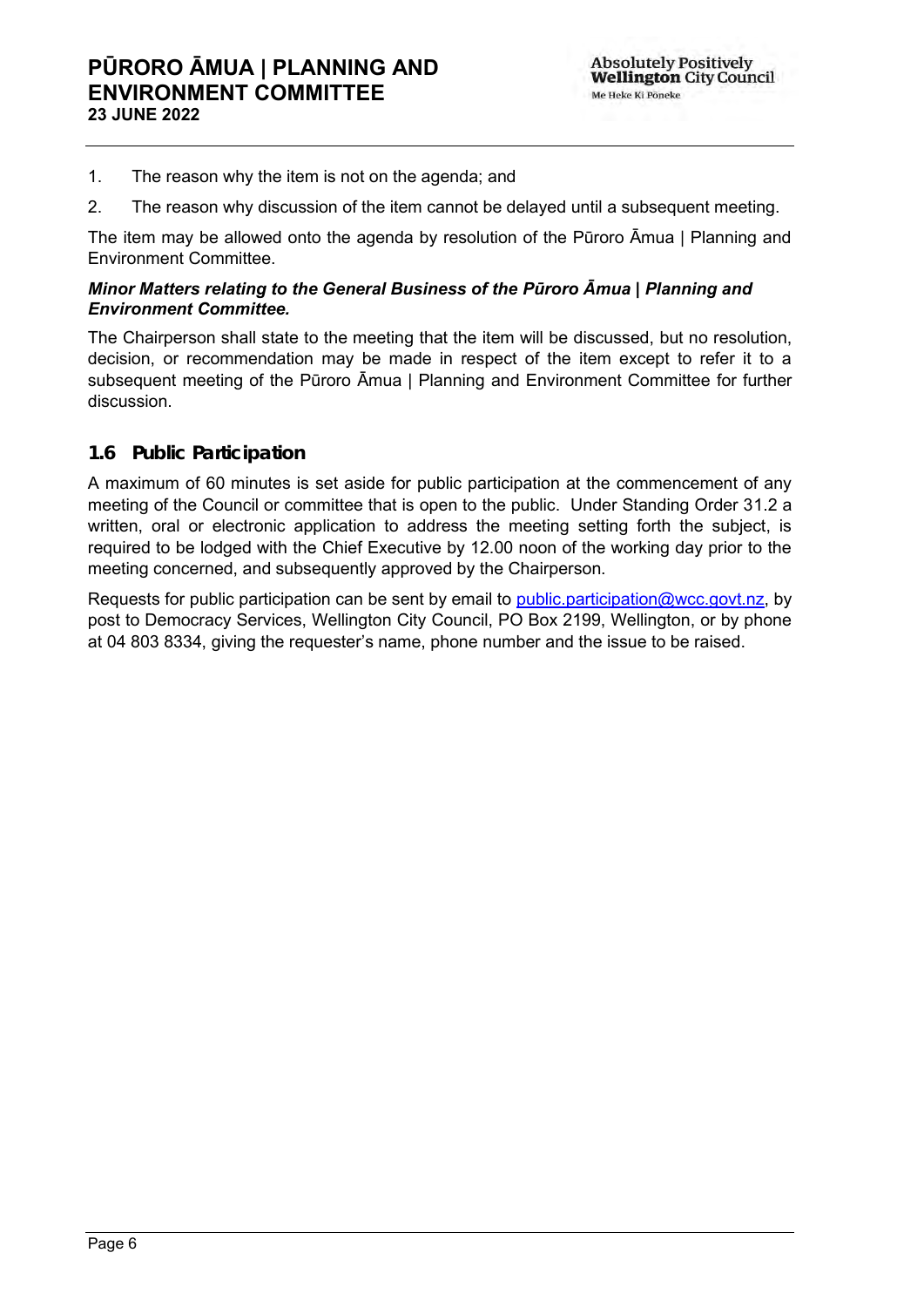1. The reason why the item is not on the agenda; and
2. The reason why discussion of the item cannot be delayed until a subsequent meeting.

The item may be allowed onto the agenda by resolution of the Pūroro Āmua | Planning and Environment Committee.

***Minor Matters relating to the General Business of the Pūroro Āmua | Planning and Environment Committee.***

The Chairperson shall state to the meeting that the item will be discussed, but no resolution, decision, or recommendation may be made in respect of the item except to refer it to a subsequent meeting of the Pūroro Āmua | Planning and Environment Committee for further discussion.

## 1.6 Public Participation

A maximum of 60 minutes is set aside for public participation at the commencement of any meeting of the Council or committee that is open to the public. Under Standing Order 31.2 a written, oral or electronic application to address the meeting setting forth the subject, is required to be lodged with the Chief Executive by 12.00 noon of the working day prior to the meeting concerned, and subsequently approved by the Chairperson.

Requests for public participation can be sent by email to public.participation@wcc.govt.nz, by post to Democracy Services, Wellington City Council, PO Box 2199, Wellington, or by phone at 04 803 8334, giving the requester's name, phone number and the issue to be raised.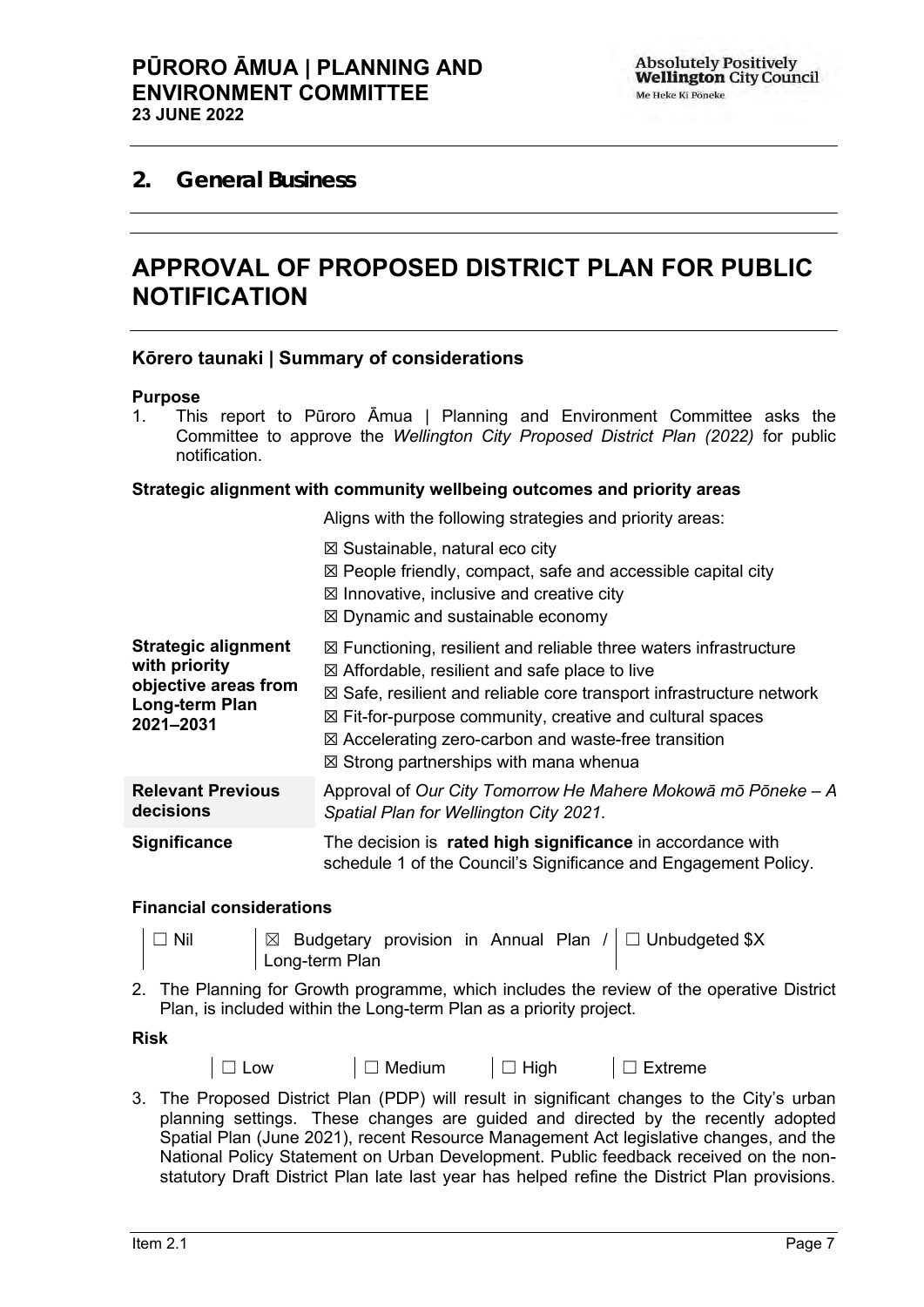## 2. General Business

# APPROVAL OF PROPOSED DISTRICT PLAN FOR PUBLIC NOTIFICATION

### Kōrero taunaki | Summary of considerations

**Purpose**

1. This report to Pūroro Āmua | Planning and Environment Committee asks the Committee to approve the *Wellington City Proposed District Plan (2022)* for public notification.

**Strategic alignment with community wellbeing outcomes and priority areas**

| | |
|---|---|
| | Aligns with the following strategies and priority areas:<br>☒ Sustainable, natural eco city<br>☒ People friendly, compact, safe and accessible capital city<br>☒ Innovative, inclusive and creative city<br>☒ Dynamic and sustainable economy |
| **Strategic alignment with priority objective areas from Long-term Plan 2021–2031** | ☒ Functioning, resilient and reliable three waters infrastructure<br>☒ Affordable, resilient and safe place to live<br>☒ Safe, resilient and reliable core transport infrastructure network<br>☒ Fit-for-purpose community, creative and cultural spaces<br>☒ Accelerating zero-carbon and waste-free transition<br>☒ Strong partnerships with mana whenua |
| **Relevant Previous decisions** | Approval of *Our City Tomorrow He Mahere Mokowā mō Pōneke – A Spatial Plan for Wellington City 2021*. |
| **Significance** | The decision is **rated high significance** in accordance with schedule 1 of the Council's Significance and Engagement Policy. |

**Financial considerations**

| | | |
|---|---|---|
| ☐ Nil | ☒ Budgetary provision in Annual Plan / Long-term Plan | ☐ Unbudgeted $X |

2. The Planning for Growth programme, which includes the review of the operative District Plan, is included within the Long-term Plan as a priority project.

**Risk**

| | | | |
|---|---|---|---|
| ☐ Low | ☐ Medium | ☐ High | ☐ Extreme |

3. The Proposed District Plan (PDP) will result in significant changes to the City's urban planning settings. These changes are guided and directed by the recently adopted Spatial Plan (June 2021), recent Resource Management Act legislative changes, and the National Policy Statement on Urban Development. Public feedback received on the non-statutory Draft District Plan late last year has helped refine the District Plan provisions.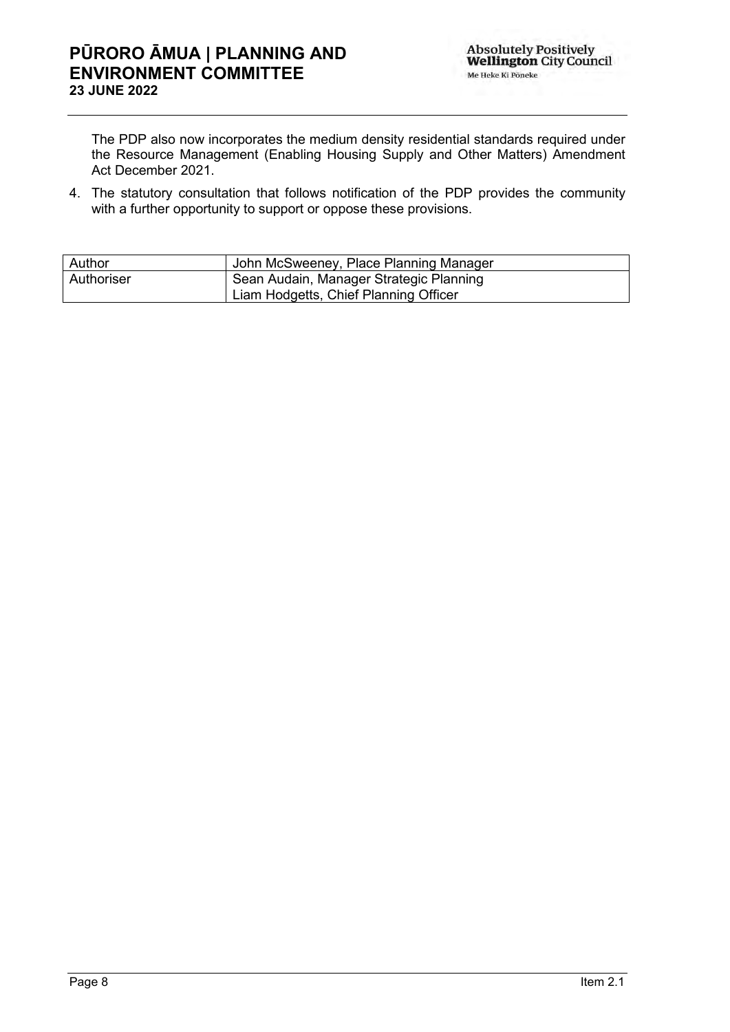The PDP also now incorporates the medium density residential standards required under the Resource Management (Enabling Housing Supply and Other Matters) Amendment Act December 2021.

4. The statutory consultation that follows notification of the PDP provides the community with a further opportunity to support or oppose these provisions.

| Author | John McSweeney, Place Planning Manager |
| --- | --- |
| Authoriser | Sean Audain, Manager Strategic Planning<br>Liam Hodgetts, Chief Planning Officer |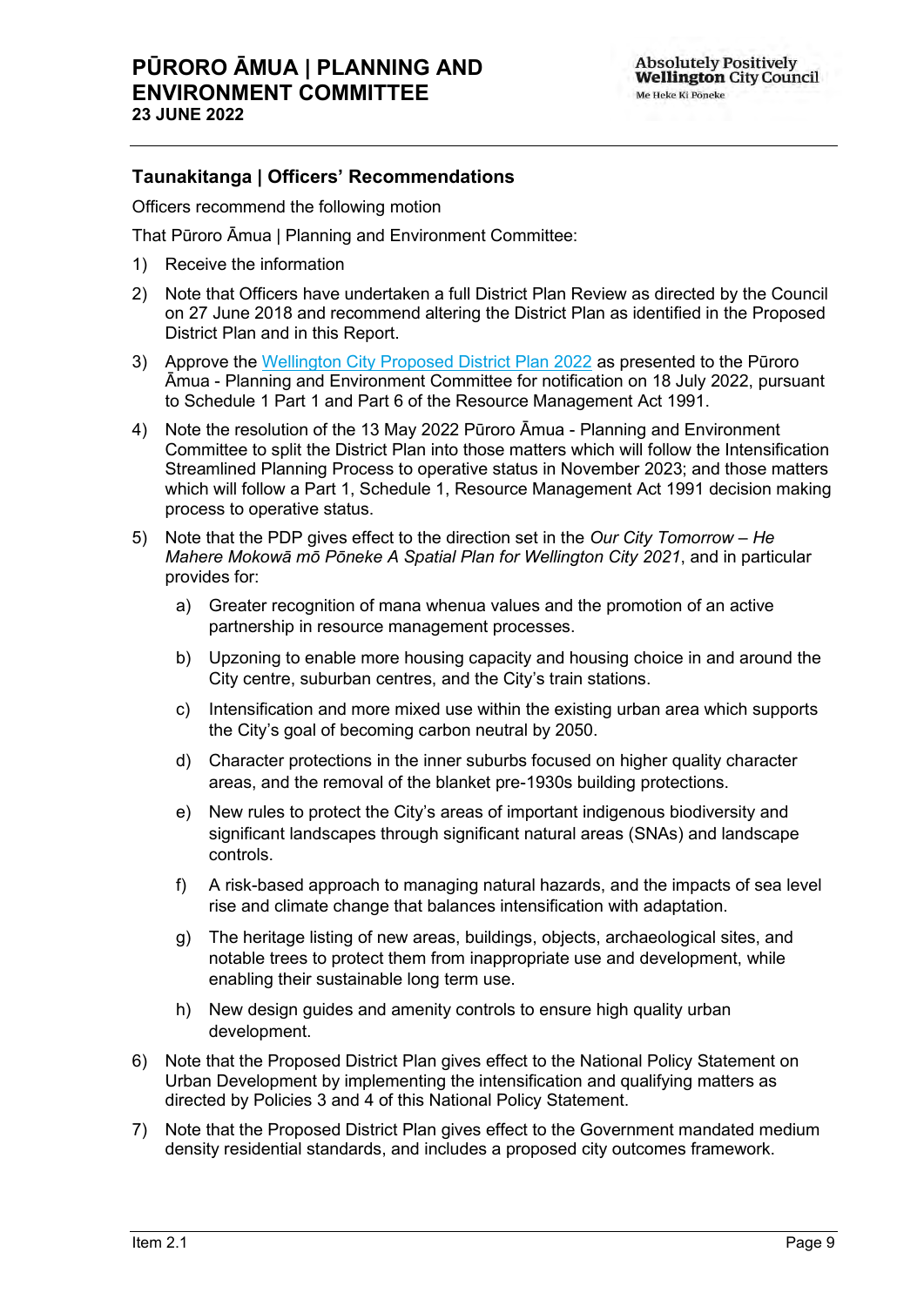## Taunakitanga | Officers' Recommendations

Officers recommend the following motion

That Pūroro Āmua | Planning and Environment Committee:

1) Receive the information

2) Note that Officers have undertaken a full District Plan Review as directed by the Council on 27 June 2018 and recommend altering the District Plan as identified in the Proposed District Plan and in this Report.

3) Approve the Wellington City Proposed District Plan 2022 as presented to the Pūroro Āmua - Planning and Environment Committee for notification on 18 July 2022, pursuant to Schedule 1 Part 1 and Part 6 of the Resource Management Act 1991.

4) Note the resolution of the 13 May 2022 Pūroro Āmua - Planning and Environment Committee to split the District Plan into those matters which will follow the Intensification Streamlined Planning Process to operative status in November 2023; and those matters which will follow a Part 1, Schedule 1, Resource Management Act 1991 decision making process to operative status.

5) Note that the PDP gives effect to the direction set in the *Our City Tomorrow – He Mahere Mokowā mō Pōneke A Spatial Plan for Wellington City 2021*, and in particular provides for:

    a) Greater recognition of mana whenua values and the promotion of an active partnership in resource management processes.

    b) Upzoning to enable more housing capacity and housing choice in and around the City centre, suburban centres, and the City's train stations.

    c) Intensification and more mixed use within the existing urban area which supports the City's goal of becoming carbon neutral by 2050.

    d) Character protections in the inner suburbs focused on higher quality character areas, and the removal of the blanket pre-1930s building protections.

    e) New rules to protect the City's areas of important indigenous biodiversity and significant landscapes through significant natural areas (SNAs) and landscape controls.

    f) A risk-based approach to managing natural hazards, and the impacts of sea level rise and climate change that balances intensification with adaptation.

    g) The heritage listing of new areas, buildings, objects, archaeological sites, and notable trees to protect them from inappropriate use and development, while enabling their sustainable long term use.

    h) New design guides and amenity controls to ensure high quality urban development.

6) Note that the Proposed District Plan gives effect to the National Policy Statement on Urban Development by implementing the intensification and qualifying matters as directed by Policies 3 and 4 of this National Policy Statement.

7) Note that the Proposed District Plan gives effect to the Government mandated medium density residential standards, and includes a proposed city outcomes framework.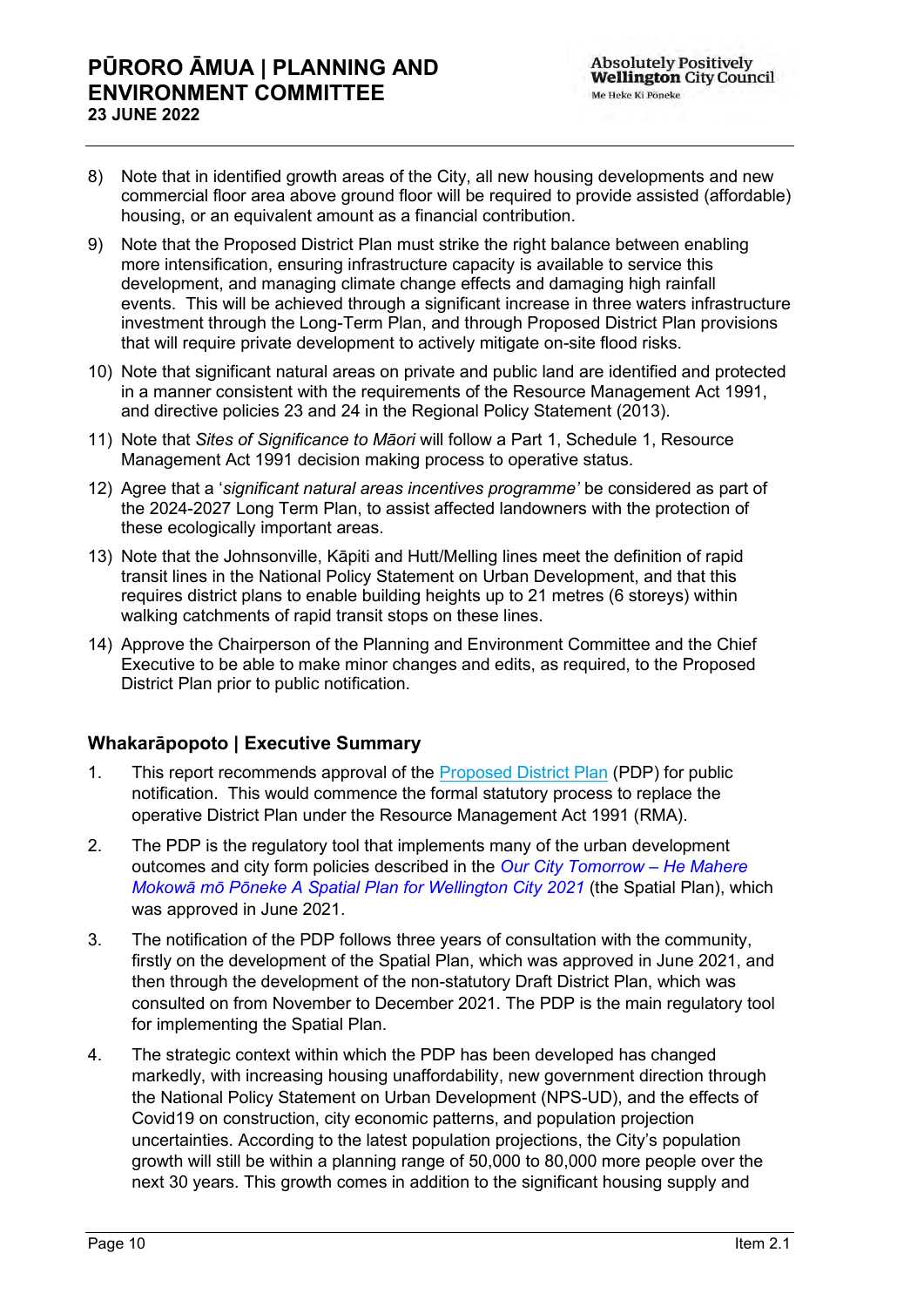8) Note that in identified growth areas of the City, all new housing developments and new commercial floor area above ground floor will be required to provide assisted (affordable) housing, or an equivalent amount as a financial contribution.

9) Note that the Proposed District Plan must strike the right balance between enabling more intensification, ensuring infrastructure capacity is available to service this development, and managing climate change effects and damaging high rainfall events. This will be achieved through a significant increase in three waters infrastructure investment through the Long-Term Plan, and through Proposed District Plan provisions that will require private development to actively mitigate on-site flood risks.

10) Note that significant natural areas on private and public land are identified and protected in a manner consistent with the requirements of the Resource Management Act 1991, and directive policies 23 and 24 in the Regional Policy Statement (2013).

11) Note that *Sites of Significance to Māori* will follow a Part 1, Schedule 1, Resource Management Act 1991 decision making process to operative status.

12) Agree that a '*significant natural areas incentives programme*' be considered as part of the 2024-2027 Long Term Plan, to assist affected landowners with the protection of these ecologically important areas.

13) Note that the Johnsonville, Kāpiti and Hutt/Melling lines meet the definition of rapid transit lines in the National Policy Statement on Urban Development, and that this requires district plans to enable building heights up to 21 metres (6 storeys) within walking catchments of rapid transit stops on these lines.

14) Approve the Chairperson of the Planning and Environment Committee and the Chief Executive to be able to make minor changes and edits, as required, to the Proposed District Plan prior to public notification.

## Whakarāpopoto | Executive Summary

1. This report recommends approval of the Proposed District Plan (PDP) for public notification. This would commence the formal statutory process to replace the operative District Plan under the Resource Management Act 1991 (RMA).

2. The PDP is the regulatory tool that implements many of the urban development outcomes and city form policies described in the *Our City Tomorrow – He Mahere Mokowā mō Pōneke A Spatial Plan for Wellington City 2021* (the Spatial Plan), which was approved in June 2021.

3. The notification of the PDP follows three years of consultation with the community, firstly on the development of the Spatial Plan, which was approved in June 2021, and then through the development of the non-statutory Draft District Plan, which was consulted on from November to December 2021. The PDP is the main regulatory tool for implementing the Spatial Plan.

4. The strategic context within which the PDP has been developed has changed markedly, with increasing housing unaffordability, new government direction through the National Policy Statement on Urban Development (NPS-UD), and the effects of Covid19 on construction, city economic patterns, and population projection uncertainties. According to the latest population projections, the City's population growth will still be within a planning range of 50,000 to 80,000 more people over the next 30 years. This growth comes in addition to the significant housing supply and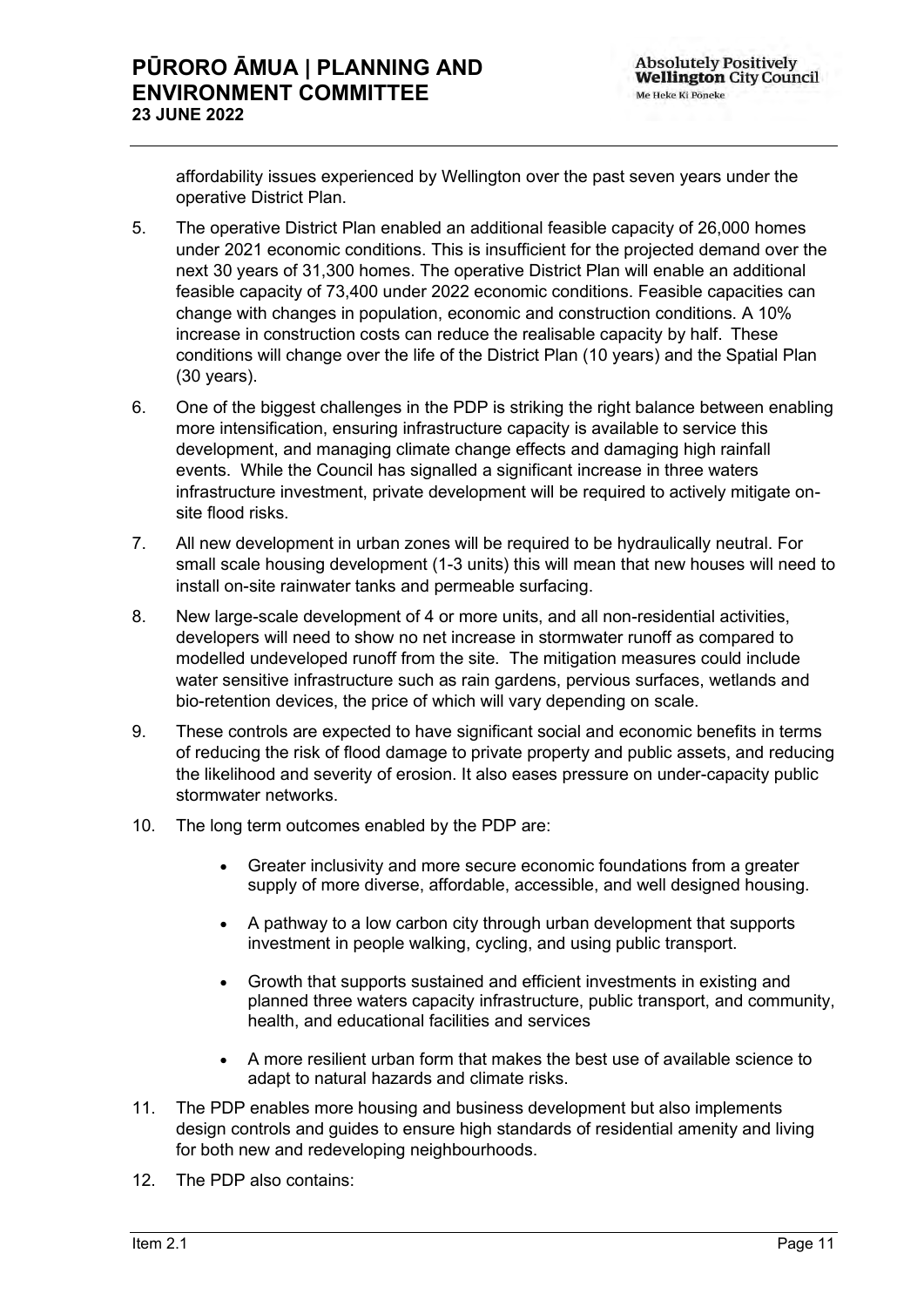affordability issues experienced by Wellington over the past seven years under the operative District Plan.

5. The operative District Plan enabled an additional feasible capacity of 26,000 homes under 2021 economic conditions. This is insufficient for the projected demand over the next 30 years of 31,300 homes. The operative District Plan will enable an additional feasible capacity of 73,400 under 2022 economic conditions. Feasible capacities can change with changes in population, economic and construction conditions. A 10% increase in construction costs can reduce the realisable capacity by half. These conditions will change over the life of the District Plan (10 years) and the Spatial Plan (30 years).

6. One of the biggest challenges in the PDP is striking the right balance between enabling more intensification, ensuring infrastructure capacity is available to service this development, and managing climate change effects and damaging high rainfall events. While the Council has signalled a significant increase in three waters infrastructure investment, private development will be required to actively mitigate on-site flood risks.

7. All new development in urban zones will be required to be hydraulically neutral. For small scale housing development (1-3 units) this will mean that new houses will need to install on-site rainwater tanks and permeable surfacing.

8. New large-scale development of 4 or more units, and all non-residential activities, developers will need to show no net increase in stormwater runoff as compared to modelled undeveloped runoff from the site. The mitigation measures could include water sensitive infrastructure such as rain gardens, pervious surfaces, wetlands and bio-retention devices, the price of which will vary depending on scale.

9. These controls are expected to have significant social and economic benefits in terms of reducing the risk of flood damage to private property and public assets, and reducing the likelihood and severity of erosion. It also eases pressure on under-capacity public stormwater networks.

10. The long term outcomes enabled by the PDP are:

    - Greater inclusivity and more secure economic foundations from a greater supply of more diverse, affordable, accessible, and well designed housing.
    - A pathway to a low carbon city through urban development that supports investment in people walking, cycling, and using public transport.
    - Growth that supports sustained and efficient investments in existing and planned three waters capacity infrastructure, public transport, and community, health, and educational facilities and services
    - A more resilient urban form that makes the best use of available science to adapt to natural hazards and climate risks.

11. The PDP enables more housing and business development but also implements design controls and guides to ensure high standards of residential amenity and living for both new and redeveloping neighbourhoods.

12. The PDP also contains: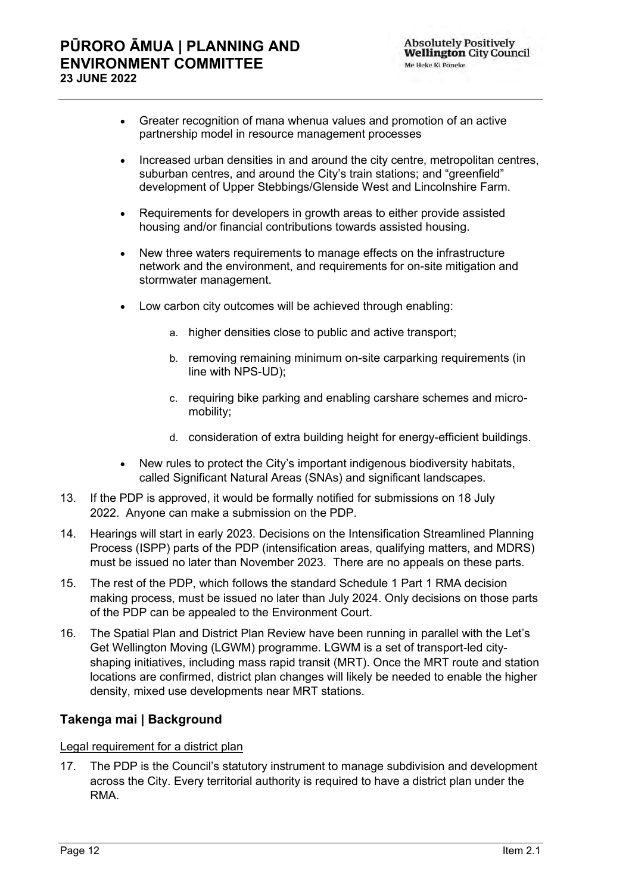- Greater recognition of mana whenua values and promotion of an active partnership model in resource management processes
- Increased urban densities in and around the city centre, metropolitan centres, suburban centres, and around the City's train stations; and "greenfield" development of Upper Stebbings/Glenside West and Lincolnshire Farm.
- Requirements for developers in growth areas to either provide assisted housing and/or financial contributions towards assisted housing.
- New three waters requirements to manage effects on the infrastructure network and the environment, and requirements for on-site mitigation and stormwater management.
- Low carbon city outcomes will be achieved through enabling:
    a. higher densities close to public and active transport;
    b. removing remaining minimum on-site carparking requirements (in line with NPS-UD);
    c. requiring bike parking and enabling carshare schemes and micro-mobility;
    d. consideration of extra building height for energy-efficient buildings.
- New rules to protect the City's important indigenous biodiversity habitats, called Significant Natural Areas (SNAs) and significant landscapes.

13. If the PDP is approved, it would be formally notified for submissions on 18 July 2022. Anyone can make a submission on the PDP.
14. Hearings will start in early 2023. Decisions on the Intensification Streamlined Planning Process (ISPP) parts of the PDP (intensification areas, qualifying matters, and MDRS) must be issued no later than November 2023. There are no appeals on these parts.
15. The rest of the PDP, which follows the standard Schedule 1 Part 1 RMA decision making process, must be issued no later than July 2024. Only decisions on those parts of the PDP can be appealed to the Environment Court.
16. The Spatial Plan and District Plan Review have been running in parallel with the Let's Get Wellington Moving (LGWM) programme. LGWM is a set of transport-led city-shaping initiatives, including mass rapid transit (MRT). Once the MRT route and station locations are confirmed, district plan changes will likely be needed to enable the higher density, mixed use developments near MRT stations.

## Takenga mai | Background

Legal requirement for a district plan

17. The PDP is the Council's statutory instrument to manage subdivision and development across the City. Every territorial authority is required to have a district plan under the RMA.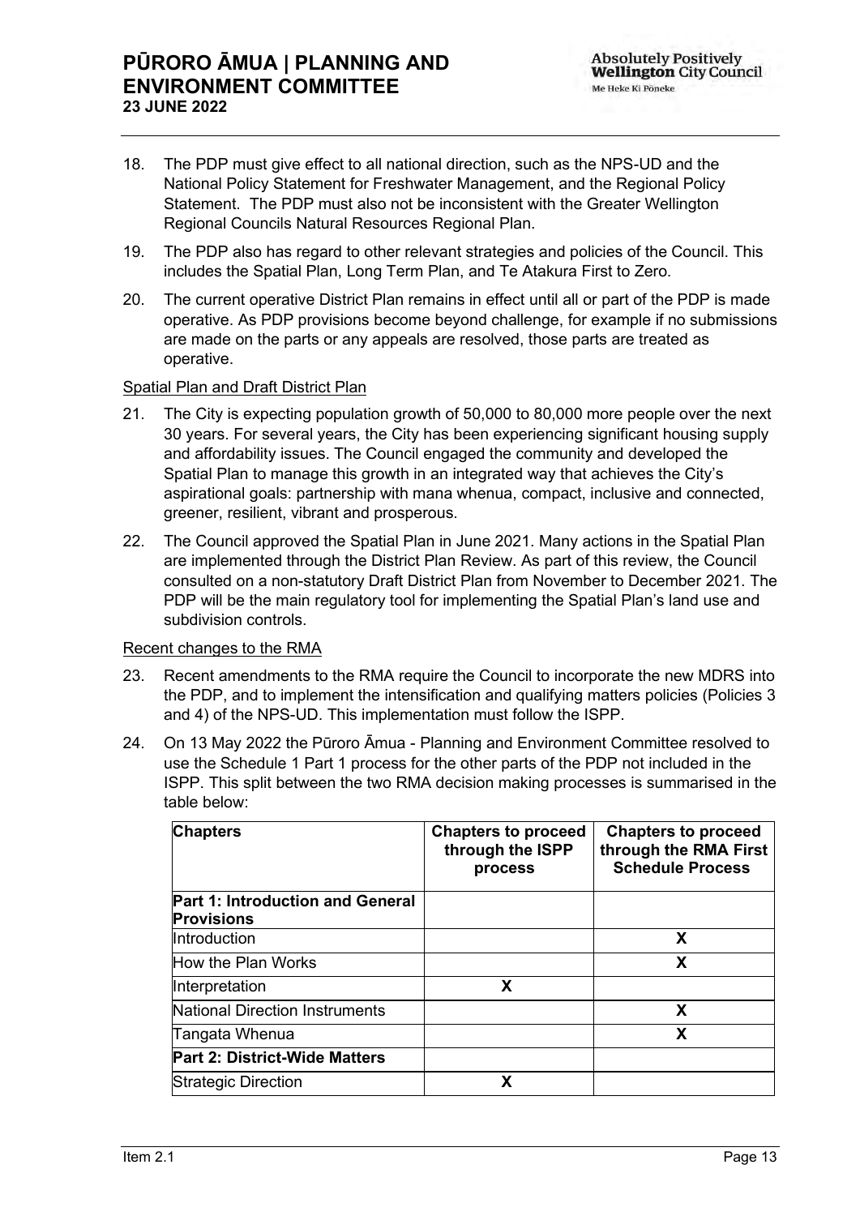18. The PDP must give effect to all national direction, such as the NPS-UD and the National Policy Statement for Freshwater Management, and the Regional Policy Statement. The PDP must also not be inconsistent with the Greater Wellington Regional Councils Natural Resources Regional Plan.

19. The PDP also has regard to other relevant strategies and policies of the Council. This includes the Spatial Plan, Long Term Plan, and Te Atakura First to Zero.

20. The current operative District Plan remains in effect until all or part of the PDP is made operative. As PDP provisions become beyond challenge, for example if no submissions are made on the parts or any appeals are resolved, those parts are treated as operative.

<u>Spatial Plan and Draft District Plan</u>

21. The City is expecting population growth of 50,000 to 80,000 more people over the next 30 years. For several years, the City has been experiencing significant housing supply and affordability issues. The Council engaged the community and developed the Spatial Plan to manage this growth in an integrated way that achieves the City's aspirational goals: partnership with mana whenua, compact, inclusive and connected, greener, resilient, vibrant and prosperous.

22. The Council approved the Spatial Plan in June 2021. Many actions in the Spatial Plan are implemented through the District Plan Review. As part of this review, the Council consulted on a non-statutory Draft District Plan from November to December 2021. The PDP will be the main regulatory tool for implementing the Spatial Plan's land use and subdivision controls.

<u>Recent changes to the RMA</u>

23. Recent amendments to the RMA require the Council to incorporate the new MDRS into the PDP, and to implement the intensification and qualifying matters policies (Policies 3 and 4) of the NPS-UD. This implementation must follow the ISPP.

24. On 13 May 2022 the Pūroro Āmua - Planning and Environment Committee resolved to use the Schedule 1 Part 1 process for the other parts of the PDP not included in the ISPP. This split between the two RMA decision making processes is summarised in the table below:

| Chapters | Chapters to proceed through the ISPP process | Chapters to proceed through the RMA First Schedule Process |
|---|---|---|
| **Part 1: Introduction and General Provisions** | | |
| Introduction | | X |
| How the Plan Works | | X |
| Interpretation | X | |
| National Direction Instruments | | X |
| Tangata Whenua | | X |
| **Part 2: District-Wide Matters** | | |
| Strategic Direction | X | |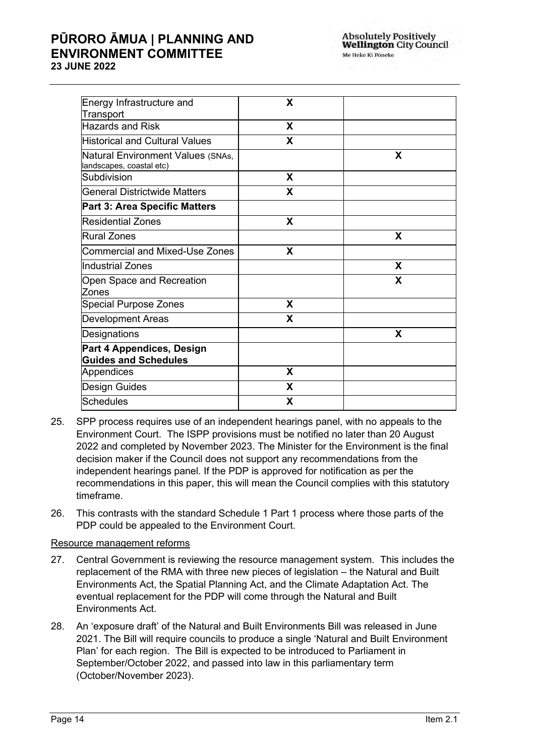| | | |
|---|---|---|
| Energy Infrastructure and Transport | X | |
| Hazards and Risk | X | |
| Historical and Cultural Values | X | |
| Natural Environment Values (SNAs, landscapes, coastal etc) | | X |
| Subdivision | X | |
| General Districtwide Matters | X | |
| **Part 3: Area Specific Matters** | | |
| Residential Zones | X | |
| Rural Zones | | X |
| Commercial and Mixed-Use Zones | X | |
| Industrial Zones | | X |
| Open Space and Recreation Zones | | X |
| Special Purpose Zones | X | |
| Development Areas | X | |
| Designations | | X |
| **Part 4 Appendices, Design Guides and Schedules** | | |
| Appendices | X | |
| Design Guides | X | |
| Schedules | X | |

25. SPP process requires use of an independent hearings panel, with no appeals to the Environment Court. The ISPP provisions must be notified no later than 20 August 2022 and completed by November 2023. The Minister for the Environment is the final decision maker if the Council does not support any recommendations from the independent hearings panel. If the PDP is approved for notification as per the recommendations in this paper, this will mean the Council complies with this statutory timeframe.

26. This contrasts with the standard Schedule 1 Part 1 process where those parts of the PDP could be appealed to the Environment Court.

Resource management reforms

27. Central Government is reviewing the resource management system. This includes the replacement of the RMA with three new pieces of legislation – the Natural and Built Environments Act, the Spatial Planning Act, and the Climate Adaptation Act. The eventual replacement for the PDP will come through the Natural and Built Environments Act.

28. An 'exposure draft' of the Natural and Built Environments Bill was released in June 2021. The Bill will require councils to produce a single 'Natural and Built Environment Plan' for each region. The Bill is expected to be introduced to Parliament in September/October 2022, and passed into law in this parliamentary term (October/November 2023).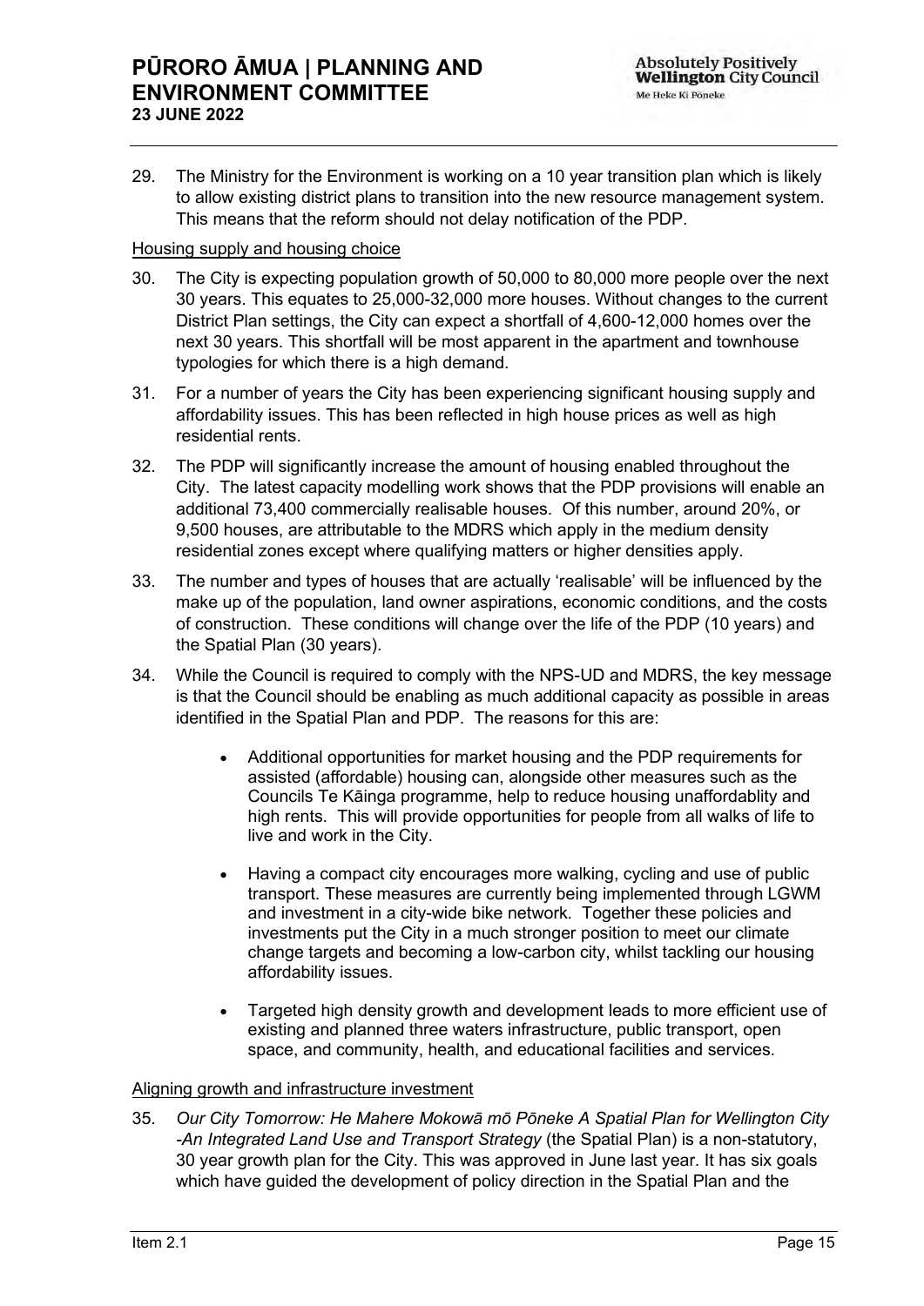29. The Ministry for the Environment is working on a 10 year transition plan which is likely to allow existing district plans to transition into the new resource management system. This means that the reform should not delay notification of the PDP.

Housing supply and housing choice

30. The City is expecting population growth of 50,000 to 80,000 more people over the next 30 years. This equates to 25,000-32,000 more houses. Without changes to the current District Plan settings, the City can expect a shortfall of 4,600-12,000 homes over the next 30 years. This shortfall will be most apparent in the apartment and townhouse typologies for which there is a high demand.

31. For a number of years the City has been experiencing significant housing supply and affordability issues. This has been reflected in high house prices as well as high residential rents.

32. The PDP will significantly increase the amount of housing enabled throughout the City. The latest capacity modelling work shows that the PDP provisions will enable an additional 73,400 commercially realisable houses. Of this number, around 20%, or 9,500 houses, are attributable to the MDRS which apply in the medium density residential zones except where qualifying matters or higher densities apply.

33. The number and types of houses that are actually 'realisable' will be influenced by the make up of the population, land owner aspirations, economic conditions, and the costs of construction. These conditions will change over the life of the PDP (10 years) and the Spatial Plan (30 years).

34. While the Council is required to comply with the NPS-UD and MDRS, the key message is that the Council should be enabling as much additional capacity as possible in areas identified in the Spatial Plan and PDP. The reasons for this are:

    - Additional opportunities for market housing and the PDP requirements for assisted (affordable) housing can, alongside other measures such as the Councils Te Kāinga programme, help to reduce housing unaffordablity and high rents. This will provide opportunities for people from all walks of life to live and work in the City.

    - Having a compact city encourages more walking, cycling and use of public transport. These measures are currently being implemented through LGWM and investment in a city-wide bike network. Together these policies and investments put the City in a much stronger position to meet our climate change targets and becoming a low-carbon city, whilst tackling our housing affordability issues.

    - Targeted high density growth and development leads to more efficient use of existing and planned three waters infrastructure, public transport, open space, and community, health, and educational facilities and services.

Aligning growth and infrastructure investment

35. *Our City Tomorrow: He Mahere Mokowā mō Pōneke A Spatial Plan for Wellington City -An Integrated Land Use and Transport Strategy* (the Spatial Plan) is a non-statutory, 30 year growth plan for the City. This was approved in June last year. It has six goals which have guided the development of policy direction in the Spatial Plan and the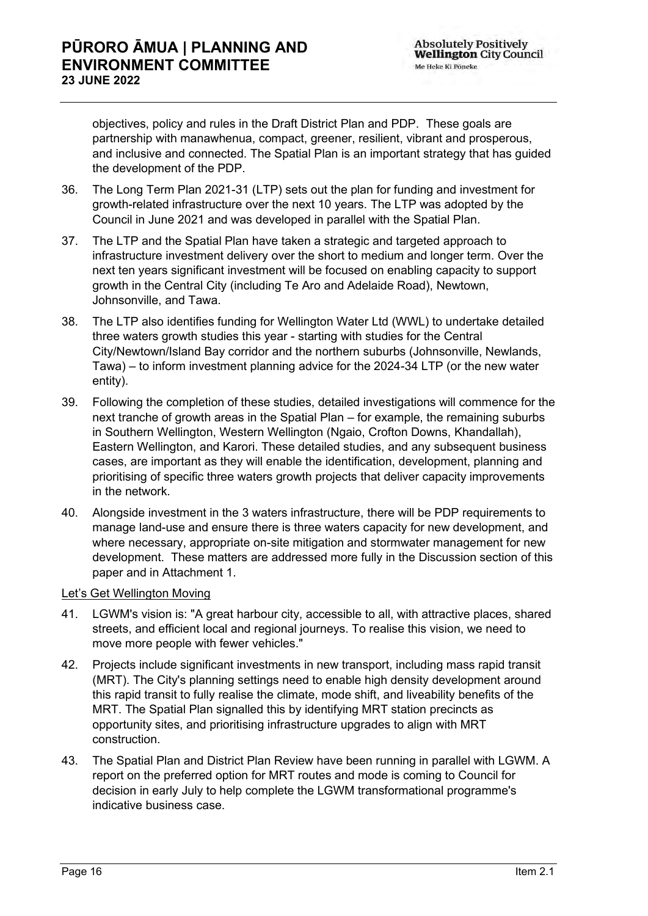objectives, policy and rules in the Draft District Plan and PDP. These goals are partnership with manawhenua, compact, greener, resilient, vibrant and prosperous, and inclusive and connected. The Spatial Plan is an important strategy that has guided the development of the PDP.

36. The Long Term Plan 2021-31 (LTP) sets out the plan for funding and investment for growth-related infrastructure over the next 10 years. The LTP was adopted by the Council in June 2021 and was developed in parallel with the Spatial Plan.

37. The LTP and the Spatial Plan have taken a strategic and targeted approach to infrastructure investment delivery over the short to medium and longer term. Over the next ten years significant investment will be focused on enabling capacity to support growth in the Central City (including Te Aro and Adelaide Road), Newtown, Johnsonville, and Tawa.

38. The LTP also identifies funding for Wellington Water Ltd (WWL) to undertake detailed three waters growth studies this year - starting with studies for the Central City/Newtown/Island Bay corridor and the northern suburbs (Johnsonville, Newlands, Tawa) – to inform investment planning advice for the 2024-34 LTP (or the new water entity).

39. Following the completion of these studies, detailed investigations will commence for the next tranche of growth areas in the Spatial Plan – for example, the remaining suburbs in Southern Wellington, Western Wellington (Ngaio, Crofton Downs, Khandallah), Eastern Wellington, and Karori. These detailed studies, and any subsequent business cases, are important as they will enable the identification, development, planning and prioritising of specific three waters growth projects that deliver capacity improvements in the network.

40. Alongside investment in the 3 waters infrastructure, there will be PDP requirements to manage land-use and ensure there is three waters capacity for new development, and where necessary, appropriate on-site mitigation and stormwater management for new development. These matters are addressed more fully in the Discussion section of this paper and in Attachment 1.

Let's Get Wellington Moving

41. LGWM's vision is: "A great harbour city, accessible to all, with attractive places, shared streets, and efficient local and regional journeys. To realise this vision, we need to move more people with fewer vehicles."

42. Projects include significant investments in new transport, including mass rapid transit (MRT). The City's planning settings need to enable high density development around this rapid transit to fully realise the climate, mode shift, and liveability benefits of the MRT. The Spatial Plan signalled this by identifying MRT station precincts as opportunity sites, and prioritising infrastructure upgrades to align with MRT construction.

43. The Spatial Plan and District Plan Review have been running in parallel with LGWM. A report on the preferred option for MRT routes and mode is coming to Council for decision in early July to help complete the LGWM transformational programme's indicative business case.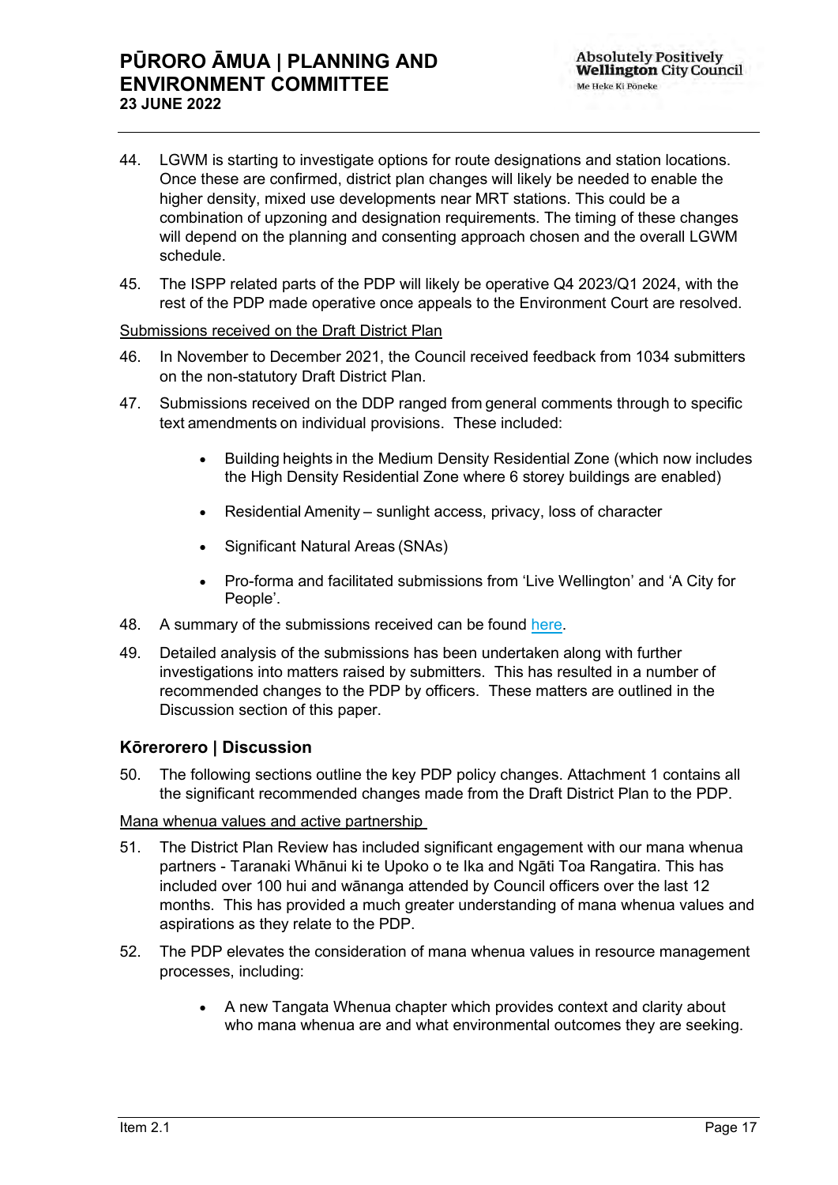44. LGWM is starting to investigate options for route designations and station locations. Once these are confirmed, district plan changes will likely be needed to enable the higher density, mixed use developments near MRT stations. This could be a combination of upzoning and designation requirements. The timing of these changes will depend on the planning and consenting approach chosen and the overall LGWM schedule.

45. The ISPP related parts of the PDP will likely be operative Q4 2023/Q1 2024, with the rest of the PDP made operative once appeals to the Environment Court are resolved.

<u>Submissions received on the Draft District Plan</u>

46. In November to December 2021, the Council received feedback from 1034 submitters on the non-statutory Draft District Plan.

47. Submissions received on the DDP ranged from general comments through to specific text amendments on individual provisions. These included:

    - Building heights in the Medium Density Residential Zone (which now includes the High Density Residential Zone where 6 storey buildings are enabled)
    - Residential Amenity – sunlight access, privacy, loss of character
    - Significant Natural Areas (SNAs)
    - Pro-forma and facilitated submissions from 'Live Wellington' and 'A City for People'.

48. A summary of the submissions received can be found here.

49. Detailed analysis of the submissions has been undertaken along with further investigations into matters raised by submitters. This has resulted in a number of recommended changes to the PDP by officers. These matters are outlined in the Discussion section of this paper.

## Kōrerorero | Discussion

50. The following sections outline the key PDP policy changes. Attachment 1 contains all the significant recommended changes made from the Draft District Plan to the PDP.

<u>Mana whenua values and active partnership</u>

51. The District Plan Review has included significant engagement with our mana whenua partners - Taranaki Whānui ki te Upoko o te Ika and Ngāti Toa Rangatira. This has included over 100 hui and wānanga attended by Council officers over the last 12 months. This has provided a much greater understanding of mana whenua values and aspirations as they relate to the PDP.

52. The PDP elevates the consideration of mana whenua values in resource management processes, including:

    - A new Tangata Whenua chapter which provides context and clarity about who mana whenua are and what environmental outcomes they are seeking.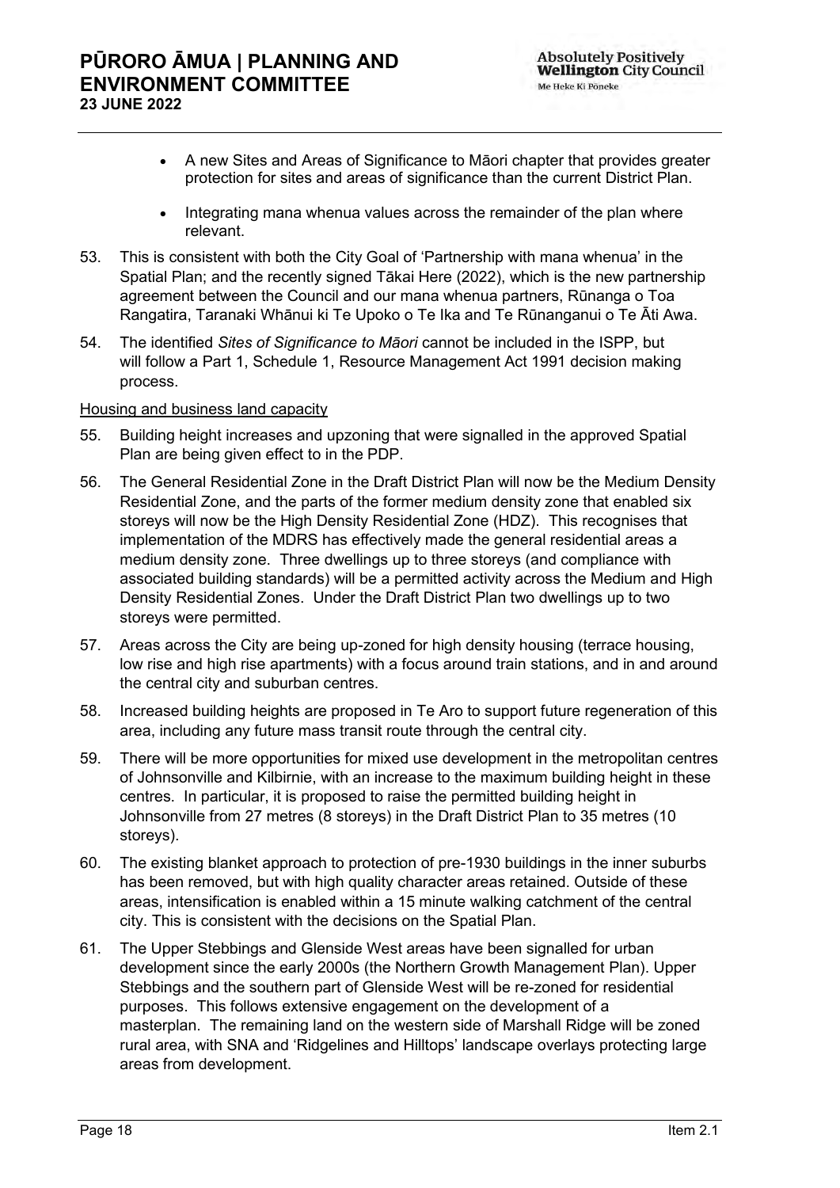- A new Sites and Areas of Significance to Māori chapter that provides greater protection for sites and areas of significance than the current District Plan.

- Integrating mana whenua values across the remainder of the plan where relevant.

53. This is consistent with both the City Goal of 'Partnership with mana whenua' in the Spatial Plan; and the recently signed Tākai Here (2022), which is the new partnership agreement between the Council and our mana whenua partners, Rūnanga o Toa Rangatira, Taranaki Whānui ki Te Upoko o Te Ika and Te Rūnanganui o Te Āti Awa.

54. The identified *Sites of Significance to Māori* cannot be included in the ISPP, but will follow a Part 1, Schedule 1, Resource Management Act 1991 decision making process.

Housing and business land capacity

55. Building height increases and upzoning that were signalled in the approved Spatial Plan are being given effect to in the PDP.

56. The General Residential Zone in the Draft District Plan will now be the Medium Density Residential Zone, and the parts of the former medium density zone that enabled six storeys will now be the High Density Residential Zone (HDZ). This recognises that implementation of the MDRS has effectively made the general residential areas a medium density zone. Three dwellings up to three storeys (and compliance with associated building standards) will be a permitted activity across the Medium and High Density Residential Zones. Under the Draft District Plan two dwellings up to two storeys were permitted.

57. Areas across the City are being up-zoned for high density housing (terrace housing, low rise and high rise apartments) with a focus around train stations, and in and around the central city and suburban centres.

58. Increased building heights are proposed in Te Aro to support future regeneration of this area, including any future mass transit route through the central city.

59. There will be more opportunities for mixed use development in the metropolitan centres of Johnsonville and Kilbirnie, with an increase to the maximum building height in these centres. In particular, it is proposed to raise the permitted building height in Johnsonville from 27 metres (8 storeys) in the Draft District Plan to 35 metres (10 storeys).

60. The existing blanket approach to protection of pre-1930 buildings in the inner suburbs has been removed, but with high quality character areas retained. Outside of these areas, intensification is enabled within a 15 minute walking catchment of the central city. This is consistent with the decisions on the Spatial Plan.

61. The Upper Stebbings and Glenside West areas have been signalled for urban development since the early 2000s (the Northern Growth Management Plan). Upper Stebbings and the southern part of Glenside West will be re-zoned for residential purposes. This follows extensive engagement on the development of a masterplan. The remaining land on the western side of Marshall Ridge will be zoned rural area, with SNA and 'Ridgelines and Hilltops' landscape overlays protecting large areas from development.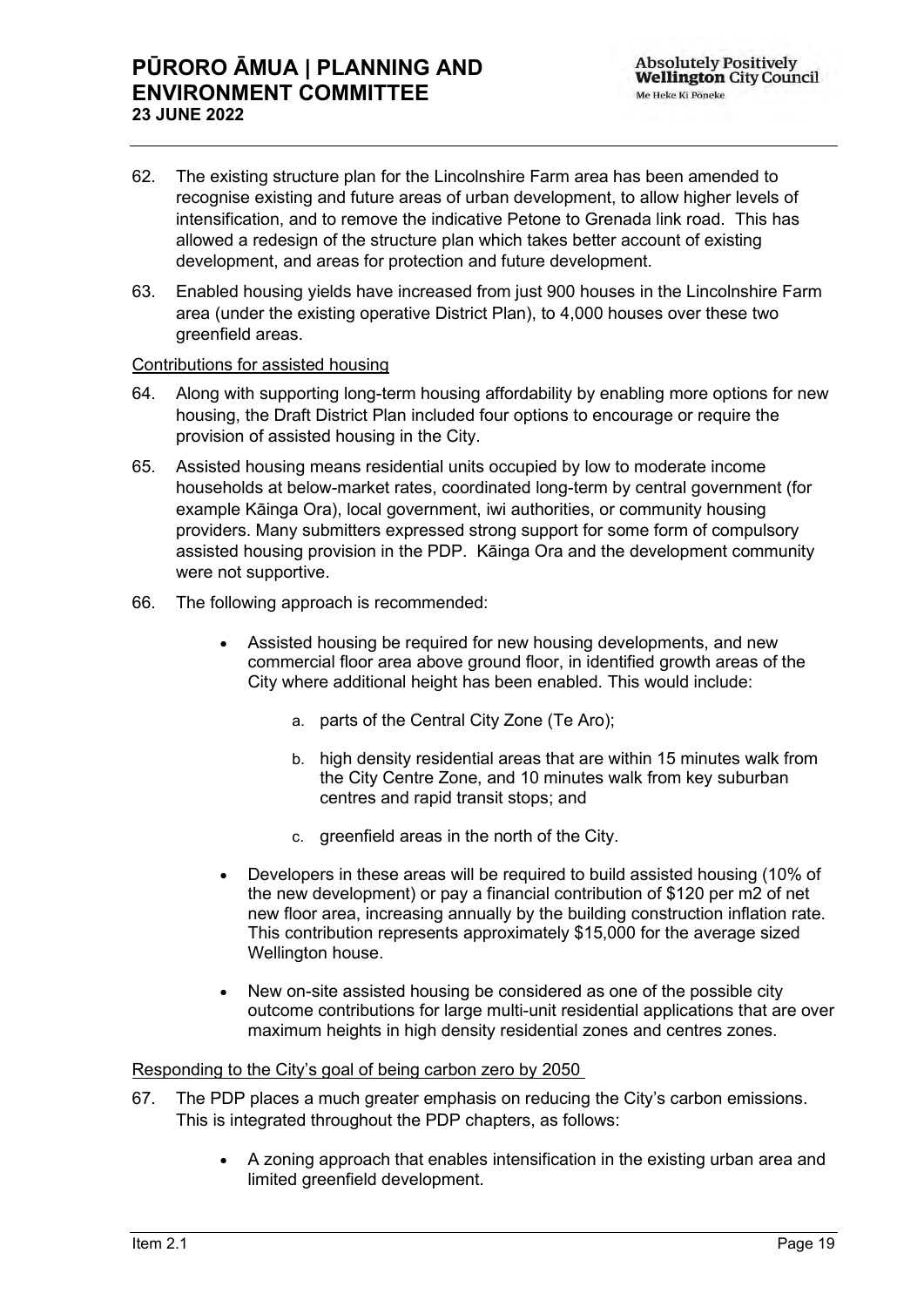62. The existing structure plan for the Lincolnshire Farm area has been amended to recognise existing and future areas of urban development, to allow higher levels of intensification, and to remove the indicative Petone to Grenada link road. This has allowed a redesign of the structure plan which takes better account of existing development, and areas for protection and future development.

63. Enabled housing yields have increased from just 900 houses in the Lincolnshire Farm area (under the existing operative District Plan), to 4,000 houses over these two greenfield areas.

Contributions for assisted housing

64. Along with supporting long-term housing affordability by enabling more options for new housing, the Draft District Plan included four options to encourage or require the provision of assisted housing in the City.

65. Assisted housing means residential units occupied by low to moderate income households at below-market rates, coordinated long-term by central government (for example Kāinga Ora), local government, iwi authorities, or community housing providers. Many submitters expressed strong support for some form of compulsory assisted housing provision in the PDP. Kāinga Ora and the development community were not supportive.

66. The following approach is recommended:

- Assisted housing be required for new housing developments, and new commercial floor area above ground floor, in identified growth areas of the City where additional height has been enabled. This would include:
  - a. parts of the Central City Zone (Te Aro);
  - b. high density residential areas that are within 15 minutes walk from the City Centre Zone, and 10 minutes walk from key suburban centres and rapid transit stops; and
  - c. greenfield areas in the north of the City.
- Developers in these areas will be required to build assisted housing (10% of the new development) or pay a financial contribution of $120 per m2 of net new floor area, increasing annually by the building construction inflation rate. This contribution represents approximately $15,000 for the average sized Wellington house.
- New on-site assisted housing be considered as one of the possible city outcome contributions for large multi-unit residential applications that are over maximum heights in high density residential zones and centres zones.

Responding to the City's goal of being carbon zero by 2050

67. The PDP places a much greater emphasis on reducing the City's carbon emissions. This is integrated throughout the PDP chapters, as follows:

- A zoning approach that enables intensification in the existing urban area and limited greenfield development.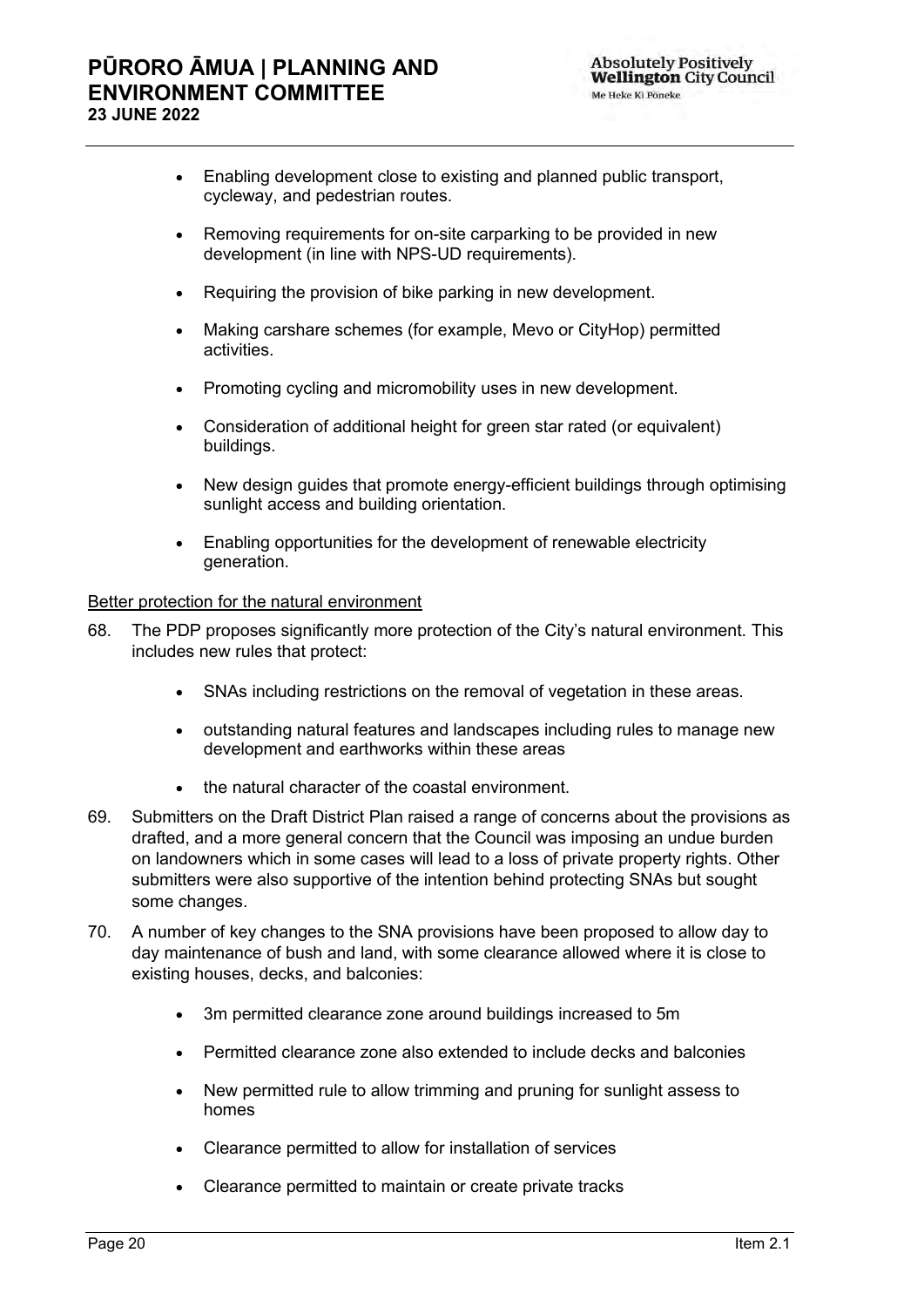- Enabling development close to existing and planned public transport, cycleway, and pedestrian routes.
- Removing requirements for on-site carparking to be provided in new development (in line with NPS-UD requirements).
- Requiring the provision of bike parking in new development.
- Making carshare schemes (for example, Mevo or CityHop) permitted activities.
- Promoting cycling and micromobility uses in new development.
- Consideration of additional height for green star rated (or equivalent) buildings.
- New design guides that promote energy-efficient buildings through optimising sunlight access and building orientation.
- Enabling opportunities for the development of renewable electricity generation.

<u>Better protection for the natural environment</u>

68. The PDP proposes significantly more protection of the City's natural environment. This includes new rules that protect:

    - SNAs including restrictions on the removal of vegetation in these areas.
    - outstanding natural features and landscapes including rules to manage new development and earthworks within these areas
    - the natural character of the coastal environment.

69. Submitters on the Draft District Plan raised a range of concerns about the provisions as drafted, and a more general concern that the Council was imposing an undue burden on landowners which in some cases will lead to a loss of private property rights. Other submitters were also supportive of the intention behind protecting SNAs but sought some changes.

70. A number of key changes to the SNA provisions have been proposed to allow day to day maintenance of bush and land, with some clearance allowed where it is close to existing houses, decks, and balconies:

    - 3m permitted clearance zone around buildings increased to 5m
    - Permitted clearance zone also extended to include decks and balconies
    - New permitted rule to allow trimming and pruning for sunlight assess to homes
    - Clearance permitted to allow for installation of services
    - Clearance permitted to maintain or create private tracks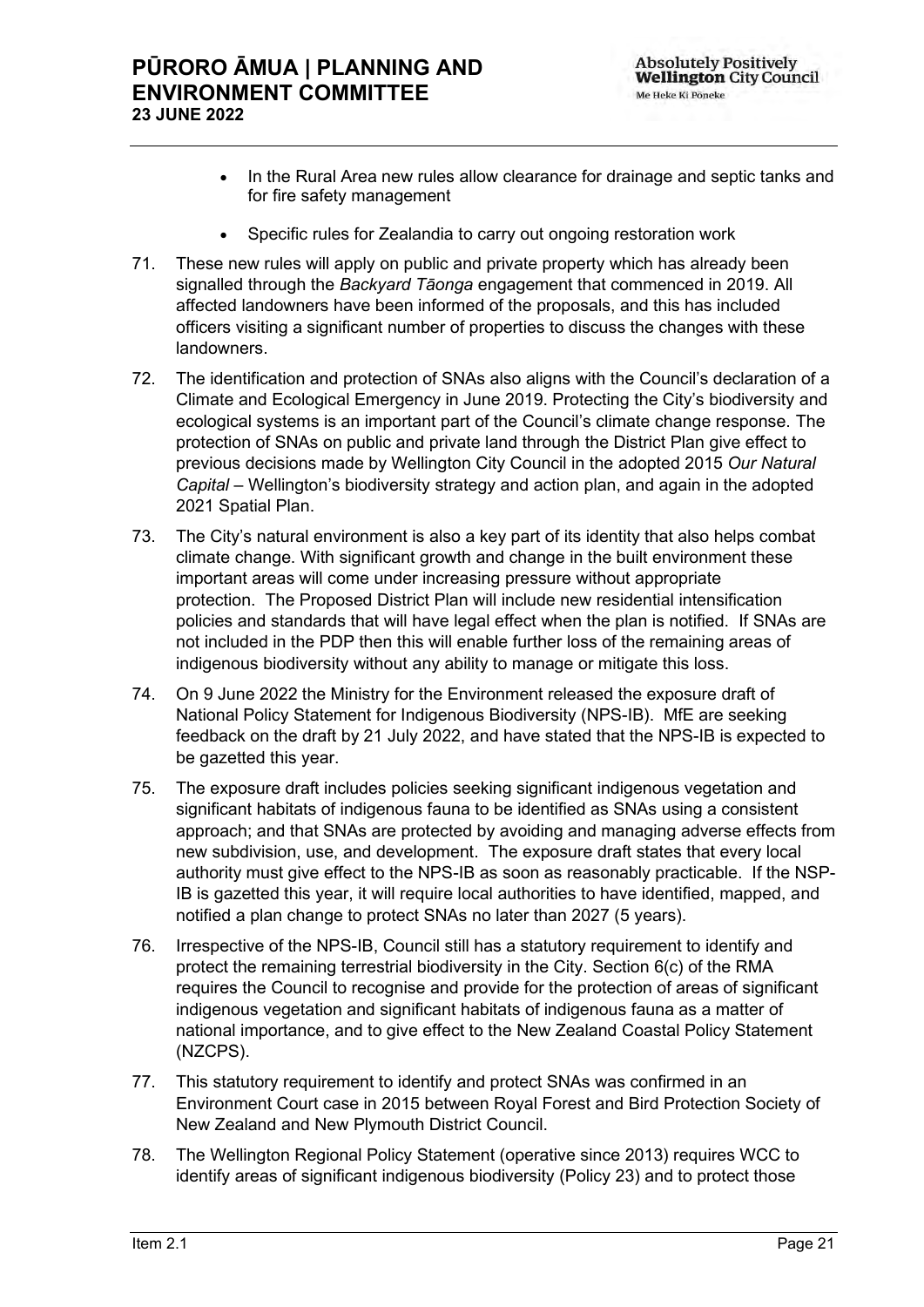- In the Rural Area new rules allow clearance for drainage and septic tanks and for fire safety management
- Specific rules for Zealandia to carry out ongoing restoration work

71. These new rules will apply on public and private property which has already been signalled through the *Backyard Tāonga* engagement that commenced in 2019. All affected landowners have been informed of the proposals, and this has included officers visiting a significant number of properties to discuss the changes with these landowners.

72. The identification and protection of SNAs also aligns with the Council's declaration of a Climate and Ecological Emergency in June 2019. Protecting the City's biodiversity and ecological systems is an important part of the Council's climate change response. The protection of SNAs on public and private land through the District Plan give effect to previous decisions made by Wellington City Council in the adopted 2015 *Our Natural Capital* – Wellington's biodiversity strategy and action plan, and again in the adopted 2021 Spatial Plan.

73. The City's natural environment is also a key part of its identity that also helps combat climate change. With significant growth and change in the built environment these important areas will come under increasing pressure without appropriate protection. The Proposed District Plan will include new residential intensification policies and standards that will have legal effect when the plan is notified. If SNAs are not included in the PDP then this will enable further loss of the remaining areas of indigenous biodiversity without any ability to manage or mitigate this loss.

74. On 9 June 2022 the Ministry for the Environment released the exposure draft of National Policy Statement for Indigenous Biodiversity (NPS-IB). MfE are seeking feedback on the draft by 21 July 2022, and have stated that the NPS-IB is expected to be gazetted this year.

75. The exposure draft includes policies seeking significant indigenous vegetation and significant habitats of indigenous fauna to be identified as SNAs using a consistent approach; and that SNAs are protected by avoiding and managing adverse effects from new subdivision, use, and development. The exposure draft states that every local authority must give effect to the NPS-IB as soon as reasonably practicable. If the NSP-IB is gazetted this year, it will require local authorities to have identified, mapped, and notified a plan change to protect SNAs no later than 2027 (5 years).

76. Irrespective of the NPS-IB, Council still has a statutory requirement to identify and protect the remaining terrestrial biodiversity in the City. Section 6(c) of the RMA requires the Council to recognise and provide for the protection of areas of significant indigenous vegetation and significant habitats of indigenous fauna as a matter of national importance, and to give effect to the New Zealand Coastal Policy Statement (NZCPS).

77. This statutory requirement to identify and protect SNAs was confirmed in an Environment Court case in 2015 between Royal Forest and Bird Protection Society of New Zealand and New Plymouth District Council.

78. The Wellington Regional Policy Statement (operative since 2013) requires WCC to identify areas of significant indigenous biodiversity (Policy 23) and to protect those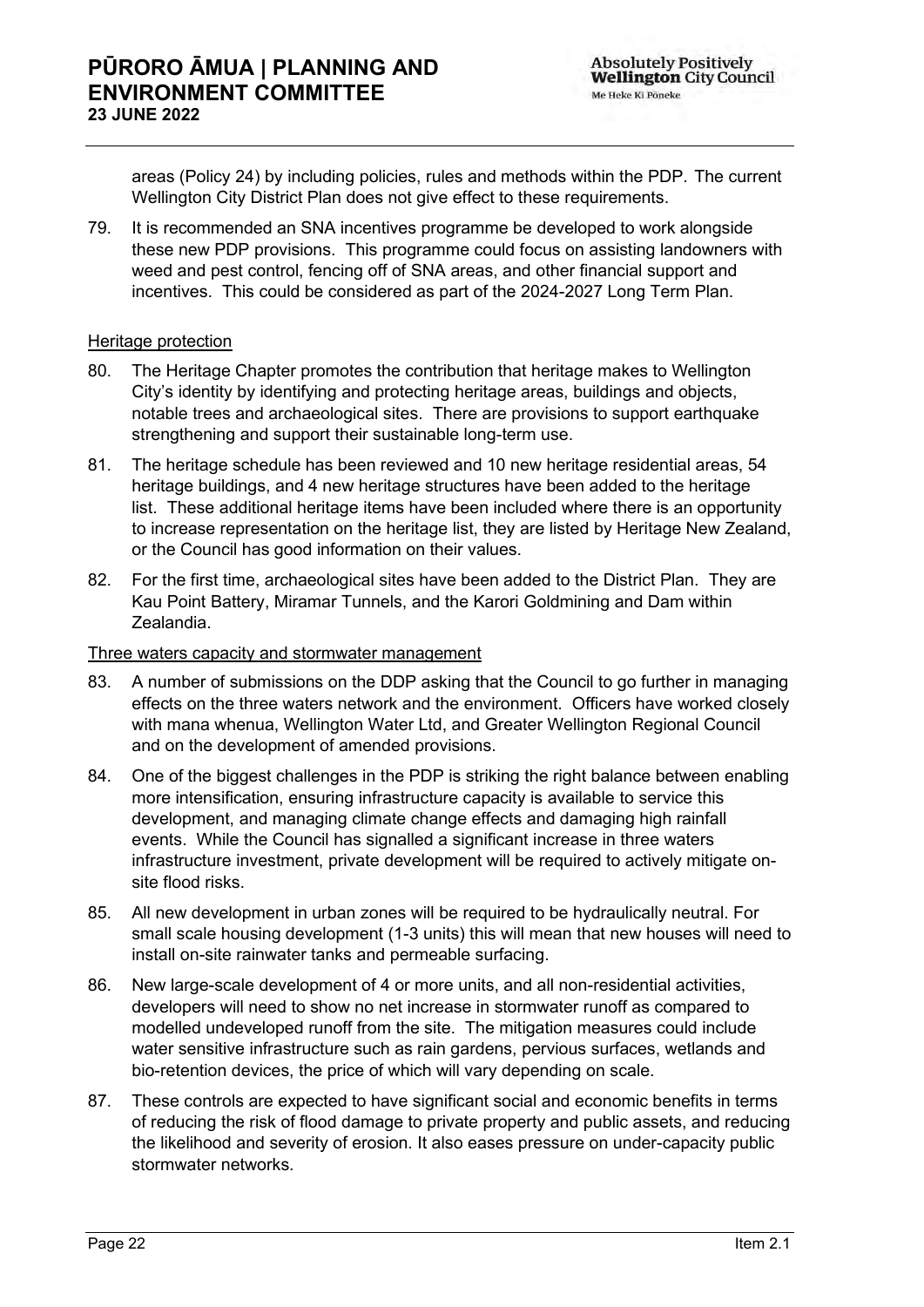areas (Policy 24) by including policies, rules and methods within the PDP. The current Wellington City District Plan does not give effect to these requirements.

79. It is recommended an SNA incentives programme be developed to work alongside these new PDP provisions. This programme could focus on assisting landowners with weed and pest control, fencing off of SNA areas, and other financial support and incentives. This could be considered as part of the 2024-2027 Long Term Plan.

<u>Heritage protection</u>

80. The Heritage Chapter promotes the contribution that heritage makes to Wellington City's identity by identifying and protecting heritage areas, buildings and objects, notable trees and archaeological sites. There are provisions to support earthquake strengthening and support their sustainable long-term use.

81. The heritage schedule has been reviewed and 10 new heritage residential areas, 54 heritage buildings, and 4 new heritage structures have been added to the heritage list. These additional heritage items have been included where there is an opportunity to increase representation on the heritage list, they are listed by Heritage New Zealand, or the Council has good information on their values.

82. For the first time, archaeological sites have been added to the District Plan. They are Kau Point Battery, Miramar Tunnels, and the Karori Goldmining and Dam within Zealandia.

<u>Three waters capacity and stormwater management</u>

83. A number of submissions on the DDP asking that the Council to go further in managing effects on the three waters network and the environment. Officers have worked closely with mana whenua, Wellington Water Ltd, and Greater Wellington Regional Council and on the development of amended provisions.

84. One of the biggest challenges in the PDP is striking the right balance between enabling more intensification, ensuring infrastructure capacity is available to service this development, and managing climate change effects and damaging high rainfall events. While the Council has signalled a significant increase in three waters infrastructure investment, private development will be required to actively mitigate on-site flood risks.

85. All new development in urban zones will be required to be hydraulically neutral. For small scale housing development (1-3 units) this will mean that new houses will need to install on-site rainwater tanks and permeable surfacing.

86. New large-scale development of 4 or more units, and all non-residential activities, developers will need to show no net increase in stormwater runoff as compared to modelled undeveloped runoff from the site. The mitigation measures could include water sensitive infrastructure such as rain gardens, pervious surfaces, wetlands and bio-retention devices, the price of which will vary depending on scale.

87. These controls are expected to have significant social and economic benefits in terms of reducing the risk of flood damage to private property and public assets, and reducing the likelihood and severity of erosion. It also eases pressure on under-capacity public stormwater networks.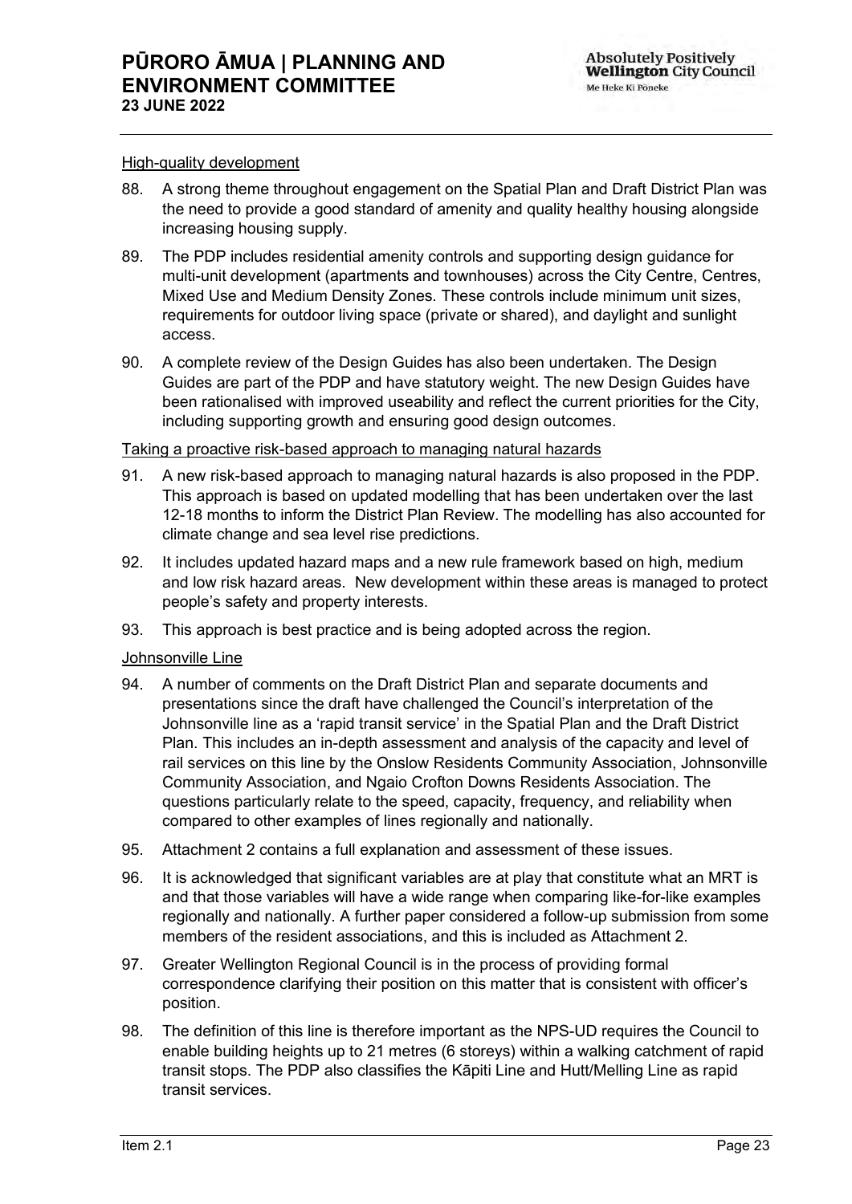High-quality development

88. A strong theme throughout engagement on the Spatial Plan and Draft District Plan was the need to provide a good standard of amenity and quality healthy housing alongside increasing housing supply.

89. The PDP includes residential amenity controls and supporting design guidance for multi-unit development (apartments and townhouses) across the City Centre, Centres, Mixed Use and Medium Density Zones. These controls include minimum unit sizes, requirements for outdoor living space (private or shared), and daylight and sunlight access.

90. A complete review of the Design Guides has also been undertaken. The Design Guides are part of the PDP and have statutory weight. The new Design Guides have been rationalised with improved useability and reflect the current priorities for the City, including supporting growth and ensuring good design outcomes.

Taking a proactive risk-based approach to managing natural hazards

91. A new risk-based approach to managing natural hazards is also proposed in the PDP. This approach is based on updated modelling that has been undertaken over the last 12-18 months to inform the District Plan Review. The modelling has also accounted for climate change and sea level rise predictions.

92. It includes updated hazard maps and a new rule framework based on high, medium and low risk hazard areas. New development within these areas is managed to protect people's safety and property interests.

93. This approach is best practice and is being adopted across the region.

Johnsonville Line

94. A number of comments on the Draft District Plan and separate documents and presentations since the draft have challenged the Council's interpretation of the Johnsonville line as a 'rapid transit service' in the Spatial Plan and the Draft District Plan. This includes an in-depth assessment and analysis of the capacity and level of rail services on this line by the Onslow Residents Community Association, Johnsonville Community Association, and Ngaio Crofton Downs Residents Association. The questions particularly relate to the speed, capacity, frequency, and reliability when compared to other examples of lines regionally and nationally.

95. Attachment 2 contains a full explanation and assessment of these issues.

96. It is acknowledged that significant variables are at play that constitute what an MRT is and that those variables will have a wide range when comparing like-for-like examples regionally and nationally. A further paper considered a follow-up submission from some members of the resident associations, and this is included as Attachment 2.

97. Greater Wellington Regional Council is in the process of providing formal correspondence clarifying their position on this matter that is consistent with officer's position.

98. The definition of this line is therefore important as the NPS-UD requires the Council to enable building heights up to 21 metres (6 storeys) within a walking catchment of rapid transit stops. The PDP also classifies the Kāpiti Line and Hutt/Melling Line as rapid transit services.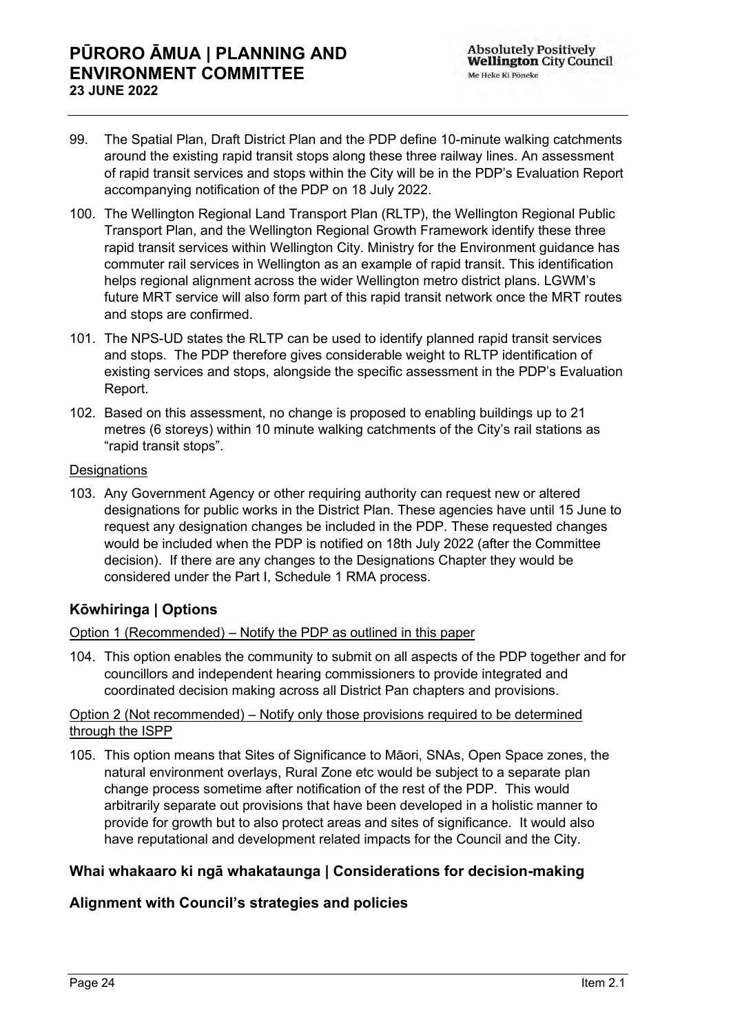99. The Spatial Plan, Draft District Plan and the PDP define 10-minute walking catchments around the existing rapid transit stops along these three railway lines. An assessment of rapid transit services and stops within the City will be in the PDP's Evaluation Report accompanying notification of the PDP on 18 July 2022.

100. The Wellington Regional Land Transport Plan (RLTP), the Wellington Regional Public Transport Plan, and the Wellington Regional Growth Framework identify these three rapid transit services within Wellington City. Ministry for the Environment guidance has commuter rail services in Wellington as an example of rapid transit. This identification helps regional alignment across the wider Wellington metro district plans. LGWM's future MRT service will also form part of this rapid transit network once the MRT routes and stops are confirmed.

101. The NPS-UD states the RLTP can be used to identify planned rapid transit services and stops. The PDP therefore gives considerable weight to RLTP identification of existing services and stops, alongside the specific assessment in the PDP's Evaluation Report.

102. Based on this assessment, no change is proposed to enabling buildings up to 21 metres (6 storeys) within 10 minute walking catchments of the City's rail stations as "rapid transit stops".

<u>Designations</u>

103. Any Government Agency or other requiring authority can request new or altered designations for public works in the District Plan. These agencies have until 15 June to request any designation changes be included in the PDP. These requested changes would be included when the PDP is notified on 18th July 2022 (after the Committee decision). If there are any changes to the Designations Chapter they would be considered under the Part I, Schedule 1 RMA process.

## Kōwhiringa | Options

<u>Option 1 (Recommended) – Notify the PDP as outlined in this paper</u>

104. This option enables the community to submit on all aspects of the PDP together and for councillors and independent hearing commissioners to provide integrated and coordinated decision making across all District Pan chapters and provisions.

<u>Option 2 (Not recommended) – Notify only those provisions required to be determined through the ISPP</u>

105. This option means that Sites of Significance to Māori, SNAs, Open Space zones, the natural environment overlays, Rural Zone etc would be subject to a separate plan change process sometime after notification of the rest of the PDP. This would arbitrarily separate out provisions that have been developed in a holistic manner to provide for growth but to also protect areas and sites of significance. It would also have reputational and development related impacts for the Council and the City.

## Whai whakaaro ki ngā whakataunga | Considerations for decision-making

## Alignment with Council's strategies and policies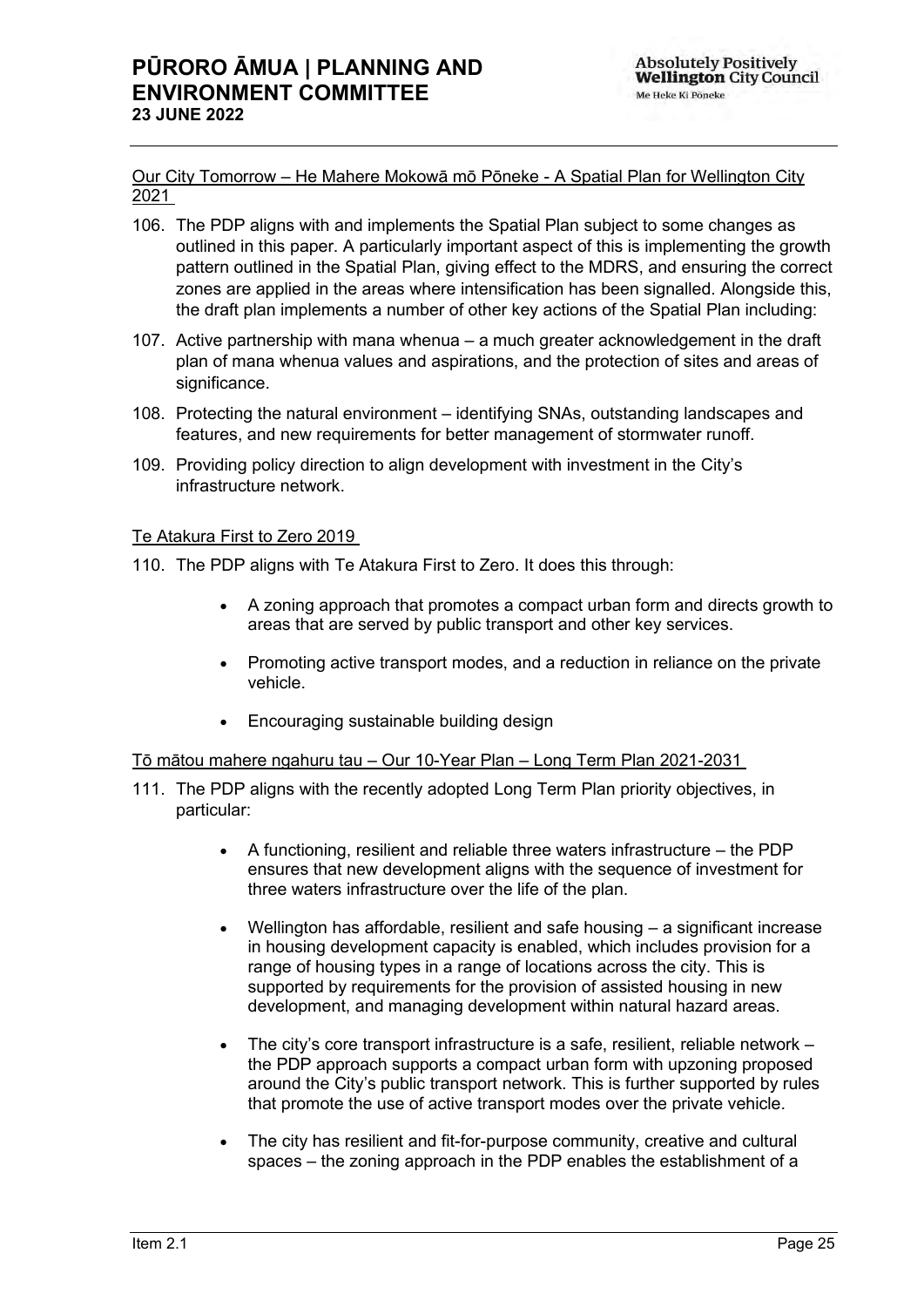Our City Tomorrow – He Mahere Mokowā mō Pōneke - A Spatial Plan for Wellington City 2021

106. The PDP aligns with and implements the Spatial Plan subject to some changes as outlined in this paper. A particularly important aspect of this is implementing the growth pattern outlined in the Spatial Plan, giving effect to the MDRS, and ensuring the correct zones are applied in the areas where intensification has been signalled. Alongside this, the draft plan implements a number of other key actions of the Spatial Plan including:

107. Active partnership with mana whenua – a much greater acknowledgement in the draft plan of mana whenua values and aspirations, and the protection of sites and areas of significance.

108. Protecting the natural environment – identifying SNAs, outstanding landscapes and features, and new requirements for better management of stormwater runoff.

109. Providing policy direction to align development with investment in the City's infrastructure network.

Te Atakura First to Zero 2019

110. The PDP aligns with Te Atakura First to Zero. It does this through:

- A zoning approach that promotes a compact urban form and directs growth to areas that are served by public transport and other key services.
- Promoting active transport modes, and a reduction in reliance on the private vehicle.
- Encouraging sustainable building design

Tō mātou mahere ngahuru tau – Our 10-Year Plan – Long Term Plan 2021-2031

111. The PDP aligns with the recently adopted Long Term Plan priority objectives, in particular:

- A functioning, resilient and reliable three waters infrastructure – the PDP ensures that new development aligns with the sequence of investment for three waters infrastructure over the life of the plan.
- Wellington has affordable, resilient and safe housing – a significant increase in housing development capacity is enabled, which includes provision for a range of housing types in a range of locations across the city. This is supported by requirements for the provision of assisted housing in new development, and managing development within natural hazard areas.
- The city's core transport infrastructure is a safe, resilient, reliable network – the PDP approach supports a compact urban form with upzoning proposed around the City's public transport network. This is further supported by rules that promote the use of active transport modes over the private vehicle.
- The city has resilient and fit-for-purpose community, creative and cultural spaces – the zoning approach in the PDP enables the establishment of a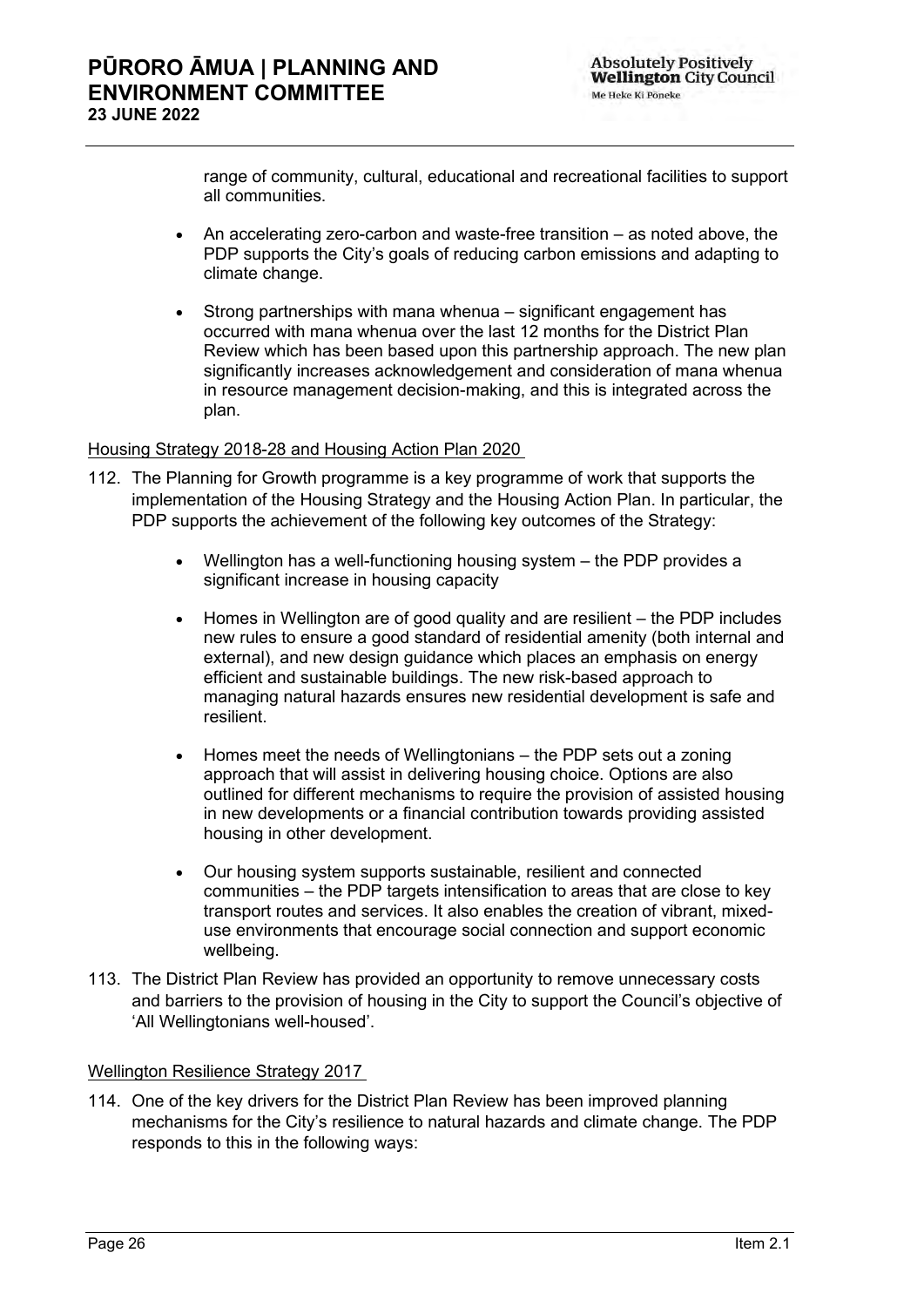range of community, cultural, educational and recreational facilities to support all communities.

- An accelerating zero-carbon and waste-free transition – as noted above, the PDP supports the City's goals of reducing carbon emissions and adapting to climate change.
- Strong partnerships with mana whenua – significant engagement has occurred with mana whenua over the last 12 months for the District Plan Review which has been based upon this partnership approach. The new plan significantly increases acknowledgement and consideration of mana whenua in resource management decision-making, and this is integrated across the plan.

<u>Housing Strategy 2018-28 and Housing Action Plan 2020</u>

112. The Planning for Growth programme is a key programme of work that supports the implementation of the Housing Strategy and the Housing Action Plan. In particular, the PDP supports the achievement of the following key outcomes of the Strategy:

    - Wellington has a well-functioning housing system – the PDP provides a significant increase in housing capacity
    - Homes in Wellington are of good quality and are resilient – the PDP includes new rules to ensure a good standard of residential amenity (both internal and external), and new design guidance which places an emphasis on energy efficient and sustainable buildings. The new risk-based approach to managing natural hazards ensures new residential development is safe and resilient.
    - Homes meet the needs of Wellingtonians – the PDP sets out a zoning approach that will assist in delivering housing choice. Options are also outlined for different mechanisms to require the provision of assisted housing in new developments or a financial contribution towards providing assisted housing in other development.
    - Our housing system supports sustainable, resilient and connected communities – the PDP targets intensification to areas that are close to key transport routes and services. It also enables the creation of vibrant, mixed-use environments that encourage social connection and support economic wellbeing.

113. The District Plan Review has provided an opportunity to remove unnecessary costs and barriers to the provision of housing in the City to support the Council's objective of 'All Wellingtonians well-housed'.

<u>Wellington Resilience Strategy 2017</u>

114. One of the key drivers for the District Plan Review has been improved planning mechanisms for the City's resilience to natural hazards and climate change. The PDP responds to this in the following ways: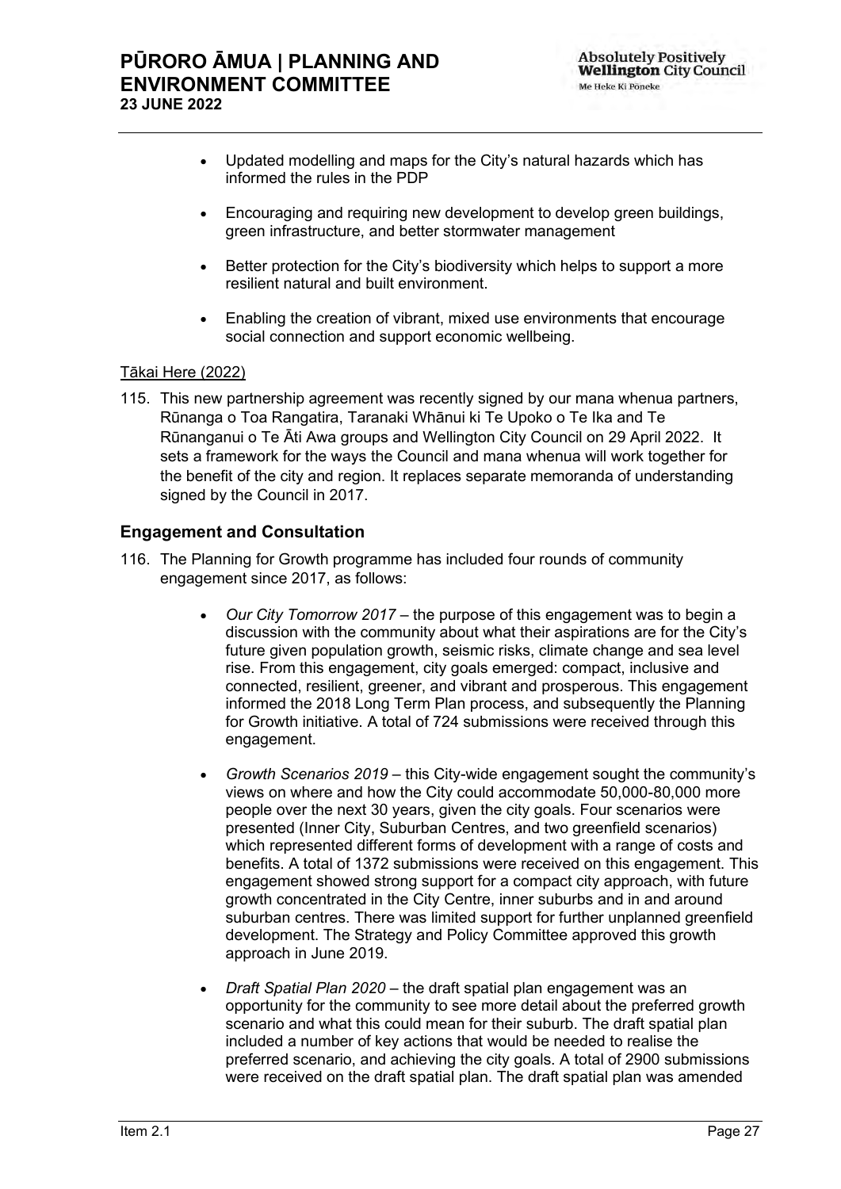- Updated modelling and maps for the City's natural hazards which has informed the rules in the PDP
- Encouraging and requiring new development to develop green buildings, green infrastructure, and better stormwater management
- Better protection for the City's biodiversity which helps to support a more resilient natural and built environment.
- Enabling the creation of vibrant, mixed use environments that encourage social connection and support economic wellbeing.

Tākai Here (2022)

115. This new partnership agreement was recently signed by our mana whenua partners, Rūnanga o Toa Rangatira, Taranaki Whānui ki Te Upoko o Te Ika and Te Rūnanganui o Te Āti Awa groups and Wellington City Council on 29 April 2022. It sets a framework for the ways the Council and mana whenua will work together for the benefit of the city and region. It replaces separate memoranda of understanding signed by the Council in 2017.

### Engagement and Consultation

116. The Planning for Growth programme has included four rounds of community engagement since 2017, as follows:

- *Our City Tomorrow 2017* – the purpose of this engagement was to begin a discussion with the community about what their aspirations are for the City's future given population growth, seismic risks, climate change and sea level rise. From this engagement, city goals emerged: compact, inclusive and connected, resilient, greener, and vibrant and prosperous. This engagement informed the 2018 Long Term Plan process, and subsequently the Planning for Growth initiative. A total of 724 submissions were received through this engagement.
- *Growth Scenarios 2019* – this City-wide engagement sought the community's views on where and how the City could accommodate 50,000-80,000 more people over the next 30 years, given the city goals. Four scenarios were presented (Inner City, Suburban Centres, and two greenfield scenarios) which represented different forms of development with a range of costs and benefits. A total of 1372 submissions were received on this engagement. This engagement showed strong support for a compact city approach, with future growth concentrated in the City Centre, inner suburbs and in and around suburban centres. There was limited support for further unplanned greenfield development. The Strategy and Policy Committee approved this growth approach in June 2019.
- *Draft Spatial Plan 2020* – the draft spatial plan engagement was an opportunity for the community to see more detail about the preferred growth scenario and what this could mean for their suburb. The draft spatial plan included a number of key actions that would be needed to realise the preferred scenario, and achieving the city goals. A total of 2900 submissions were received on the draft spatial plan. The draft spatial plan was amended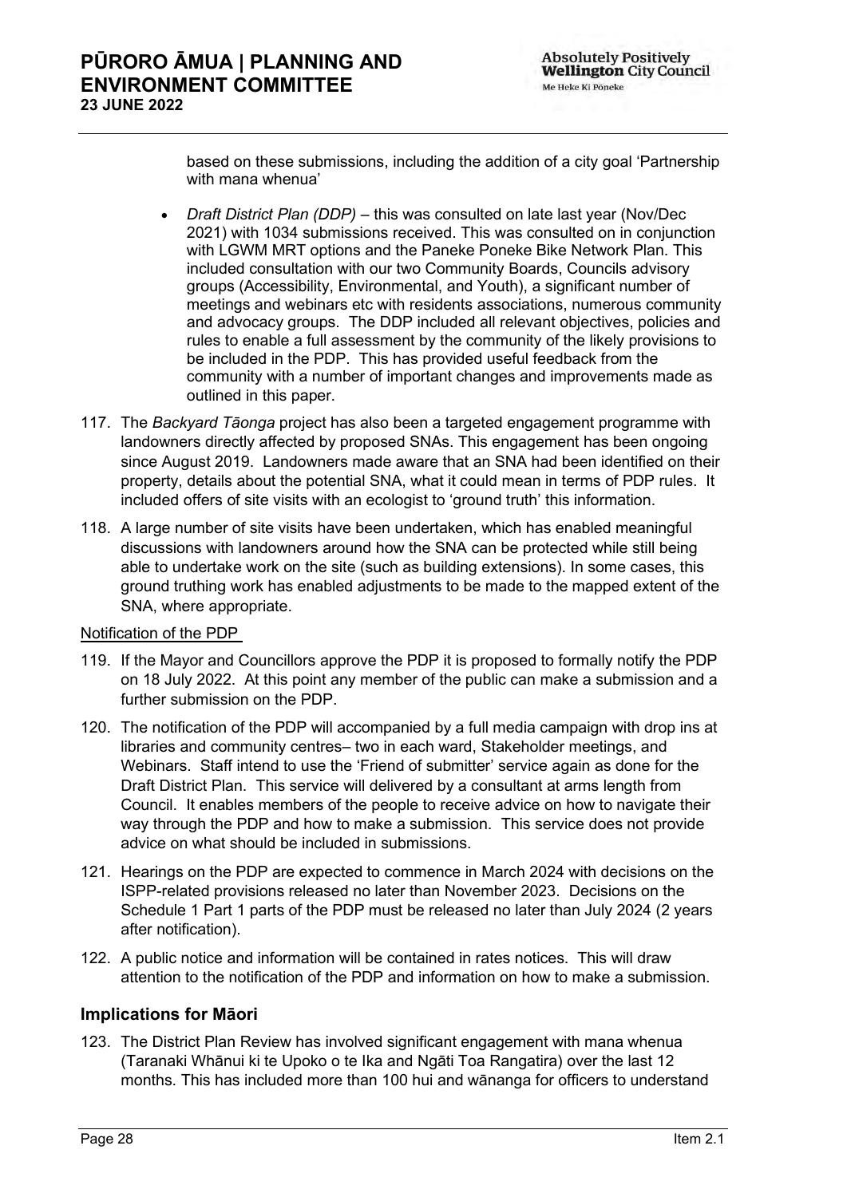based on these submissions, including the addition of a city goal 'Partnership with mana whenua'

- *Draft District Plan (DDP)* – this was consulted on late last year (Nov/Dec 2021) with 1034 submissions received. This was consulted on in conjunction with LGWM MRT options and the Paneke Poneke Bike Network Plan. This included consultation with our two Community Boards, Councils advisory groups (Accessibility, Environmental, and Youth), a significant number of meetings and webinars etc with residents associations, numerous community and advocacy groups. The DDP included all relevant objectives, policies and rules to enable a full assessment by the community of the likely provisions to be included in the PDP. This has provided useful feedback from the community with a number of important changes and improvements made as outlined in this paper.

117. The *Backyard Tāonga* project has also been a targeted engagement programme with landowners directly affected by proposed SNAs. This engagement has been ongoing since August 2019. Landowners made aware that an SNA had been identified on their property, details about the potential SNA, what it could mean in terms of PDP rules. It included offers of site visits with an ecologist to 'ground truth' this information.

118. A large number of site visits have been undertaken, which has enabled meaningful discussions with landowners around how the SNA can be protected while still being able to undertake work on the site (such as building extensions). In some cases, this ground truthing work has enabled adjustments to be made to the mapped extent of the SNA, where appropriate.

<u>Notification of the PDP</u>

119. If the Mayor and Councillors approve the PDP it is proposed to formally notify the PDP on 18 July 2022. At this point any member of the public can make a submission and a further submission on the PDP.

120. The notification of the PDP will accompanied by a full media campaign with drop ins at libraries and community centres– two in each ward, Stakeholder meetings, and Webinars. Staff intend to use the 'Friend of submitter' service again as done for the Draft District Plan. This service will delivered by a consultant at arms length from Council. It enables members of the people to receive advice on how to navigate their way through the PDP and how to make a submission. This service does not provide advice on what should be included in submissions.

121. Hearings on the PDP are expected to commence in March 2024 with decisions on the ISPP-related provisions released no later than November 2023. Decisions on the Schedule 1 Part 1 parts of the PDP must be released no later than July 2024 (2 years after notification).

122. A public notice and information will be contained in rates notices. This will draw attention to the notification of the PDP and information on how to make a submission.

## Implications for Māori

123. The District Plan Review has involved significant engagement with mana whenua (Taranaki Whānui ki te Upoko o te Ika and Ngāti Toa Rangatira) over the last 12 months. This has included more than 100 hui and wānanga for officers to understand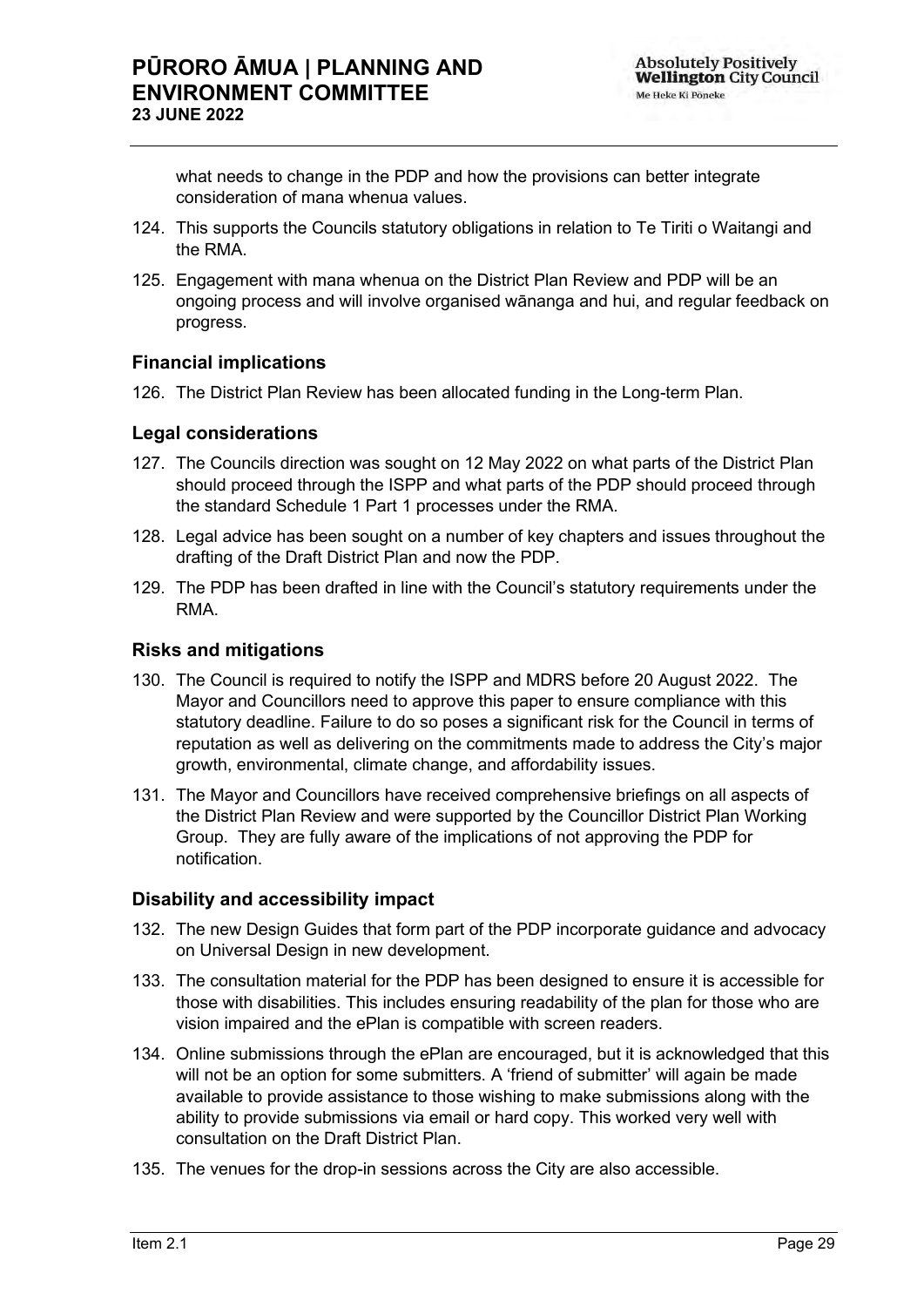what needs to change in the PDP and how the provisions can better integrate consideration of mana whenua values.

124. This supports the Councils statutory obligations in relation to Te Tiriti o Waitangi and the RMA.

125. Engagement with mana whenua on the District Plan Review and PDP will be an ongoing process and will involve organised wānanga and hui, and regular feedback on progress.

### Financial implications

126. The District Plan Review has been allocated funding in the Long-term Plan.

### Legal considerations

127. The Councils direction was sought on 12 May 2022 on what parts of the District Plan should proceed through the ISPP and what parts of the PDP should proceed through the standard Schedule 1 Part 1 processes under the RMA.

128. Legal advice has been sought on a number of key chapters and issues throughout the drafting of the Draft District Plan and now the PDP.

129. The PDP has been drafted in line with the Council's statutory requirements under the RMA.

### Risks and mitigations

130. The Council is required to notify the ISPP and MDRS before 20 August 2022. The Mayor and Councillors need to approve this paper to ensure compliance with this statutory deadline. Failure to do so poses a significant risk for the Council in terms of reputation as well as delivering on the commitments made to address the City's major growth, environmental, climate change, and affordability issues.

131. The Mayor and Councillors have received comprehensive briefings on all aspects of the District Plan Review and were supported by the Councillor District Plan Working Group. They are fully aware of the implications of not approving the PDP for notification.

### Disability and accessibility impact

132. The new Design Guides that form part of the PDP incorporate guidance and advocacy on Universal Design in new development.

133. The consultation material for the PDP has been designed to ensure it is accessible for those with disabilities. This includes ensuring readability of the plan for those who are vision impaired and the ePlan is compatible with screen readers.

134. Online submissions through the ePlan are encouraged, but it is acknowledged that this will not be an option for some submitters. A 'friend of submitter' will again be made available to provide assistance to those wishing to make submissions along with the ability to provide submissions via email or hard copy. This worked very well with consultation on the Draft District Plan.

135. The venues for the drop-in sessions across the City are also accessible.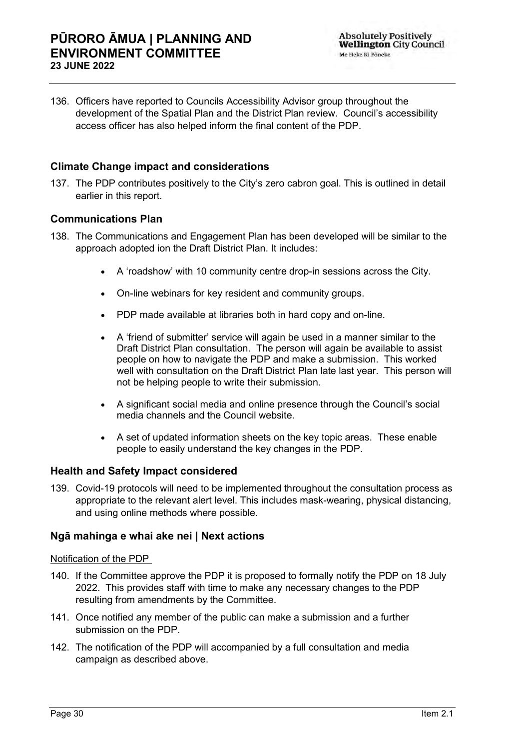136. Officers have reported to Councils Accessibility Advisor group throughout the development of the Spatial Plan and the District Plan review. Council's accessibility access officer has also helped inform the final content of the PDP.

### Climate Change impact and considerations

137. The PDP contributes positively to the City's zero cabron goal. This is outlined in detail earlier in this report.

### Communications Plan

138. The Communications and Engagement Plan has been developed will be similar to the approach adopted ion the Draft District Plan. It includes:

- A 'roadshow' with 10 community centre drop-in sessions across the City.
- On-line webinars for key resident and community groups.
- PDP made available at libraries both in hard copy and on-line.
- A 'friend of submitter' service will again be used in a manner similar to the Draft District Plan consultation. The person will again be available to assist people on how to navigate the PDP and make a submission. This worked well with consultation on the Draft District Plan late last year. This person will not be helping people to write their submission.
- A significant social media and online presence through the Council's social media channels and the Council website.
- A set of updated information sheets on the key topic areas. These enable people to easily understand the key changes in the PDP.

### Health and Safety Impact considered

139. Covid-19 protocols will need to be implemented throughout the consultation process as appropriate to the relevant alert level. This includes mask-wearing, physical distancing, and using online methods where possible.

### Ngā mahinga e whai ake nei | Next actions

Notification of the PDP

140. If the Committee approve the PDP it is proposed to formally notify the PDP on 18 July 2022. This provides staff with time to make any necessary changes to the PDP resulting from amendments by the Committee.

141. Once notified any member of the public can make a submission and a further submission on the PDP.

142. The notification of the PDP will accompanied by a full consultation and media campaign as described above.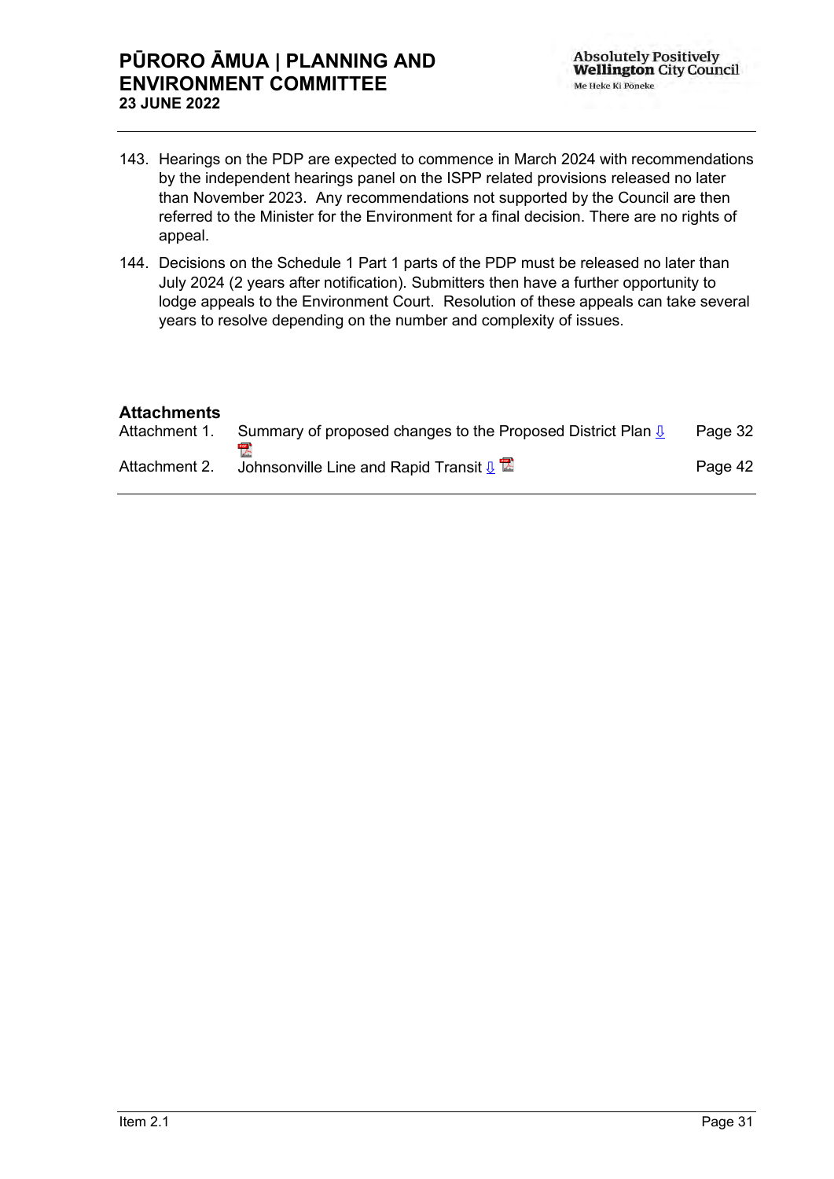143. Hearings on the PDP are expected to commence in March 2024 with recommendations by the independent hearings panel on the ISPP related provisions released no later than November 2023. Any recommendations not supported by the Council are then referred to the Minister for the Environment for a final decision. There are no rights of appeal.

144. Decisions on the Schedule 1 Part 1 parts of the PDP must be released no later than July 2024 (2 years after notification). Submitters then have a further opportunity to lodge appeals to the Environment Court. Resolution of these appeals can take several years to resolve depending on the number and complexity of issues.

## Attachments

| | | |
|---|---|---|
| Attachment 1. | Summary of proposed changes to the Proposed District Plan | Page 32 |
| Attachment 2. | Johnsonville Line and Rapid Transit | Page 42 |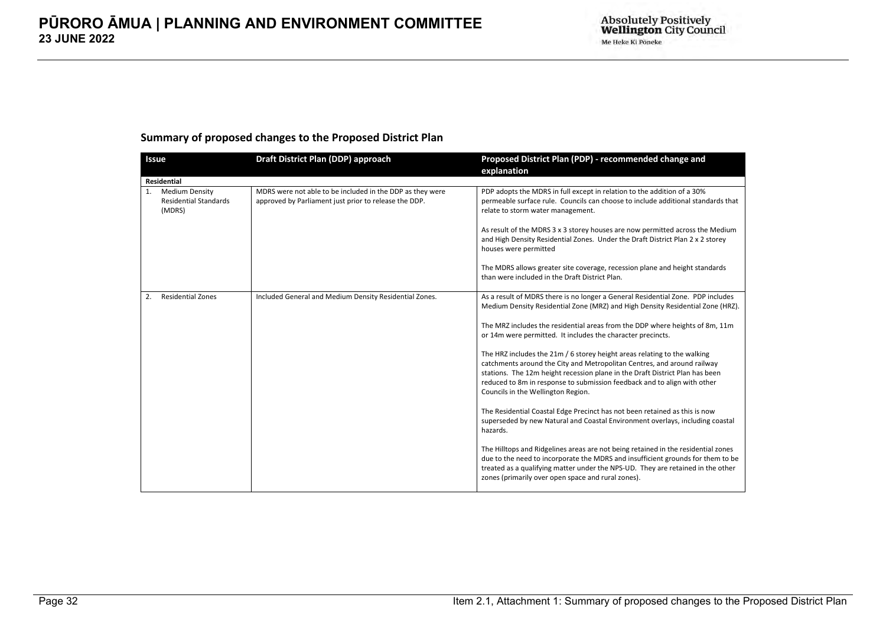## Summary of proposed changes to the Proposed District Plan

| Issue | Draft District Plan (DDP) approach | Proposed District Plan (PDP) - recommended change and explanation |
|---|---|---|
| **Residential** | | |
| 1. Medium Density Residential Standards (MDRS) | MDRS were not able to be included in the DDP as they were approved by Parliament just prior to release the DDP. | PDP adopts the MDRS in full except in relation to the addition of a 30% permeable surface rule. Councils can choose to include additional standards that relate to storm water management.<br><br>As result of the MDRS 3 x 3 storey houses are now permitted across the Medium and High Density Residential Zones. Under the Draft District Plan 2 x 2 storey houses were permitted<br><br>The MDRS allows greater site coverage, recession plane and height standards than were included in the Draft District Plan. |
| 2. Residential Zones | Included General and Medium Density Residential Zones. | As a result of MDRS there is no longer a General Residential Zone. PDP includes Medium Density Residential Zone (MRZ) and High Density Residential Zone (HRZ).<br><br>The MRZ includes the residential areas from the DDP where heights of 8m, 11m or 14m were permitted. It includes the character precincts.<br><br>The HRZ includes the 21m / 6 storey height areas relating to the walking catchments around the City and Metropolitan Centres, and around railway stations. The 12m height recession plane in the Draft District Plan has been reduced to 8m in response to submission feedback and to align with other Councils in the Wellington Region.<br><br>The Residential Coastal Edge Precinct has not been retained as this is now superseded by new Natural and Coastal Environment overlays, including coastal hazards.<br><br>The Hilltops and Ridgelines areas are not being retained in the residential zones due to the need to incorporate the MDRS and insufficient grounds for them to be treated as a qualifying matter under the NPS-UD. They are retained in the other zones (primarily over open space and rural zones). |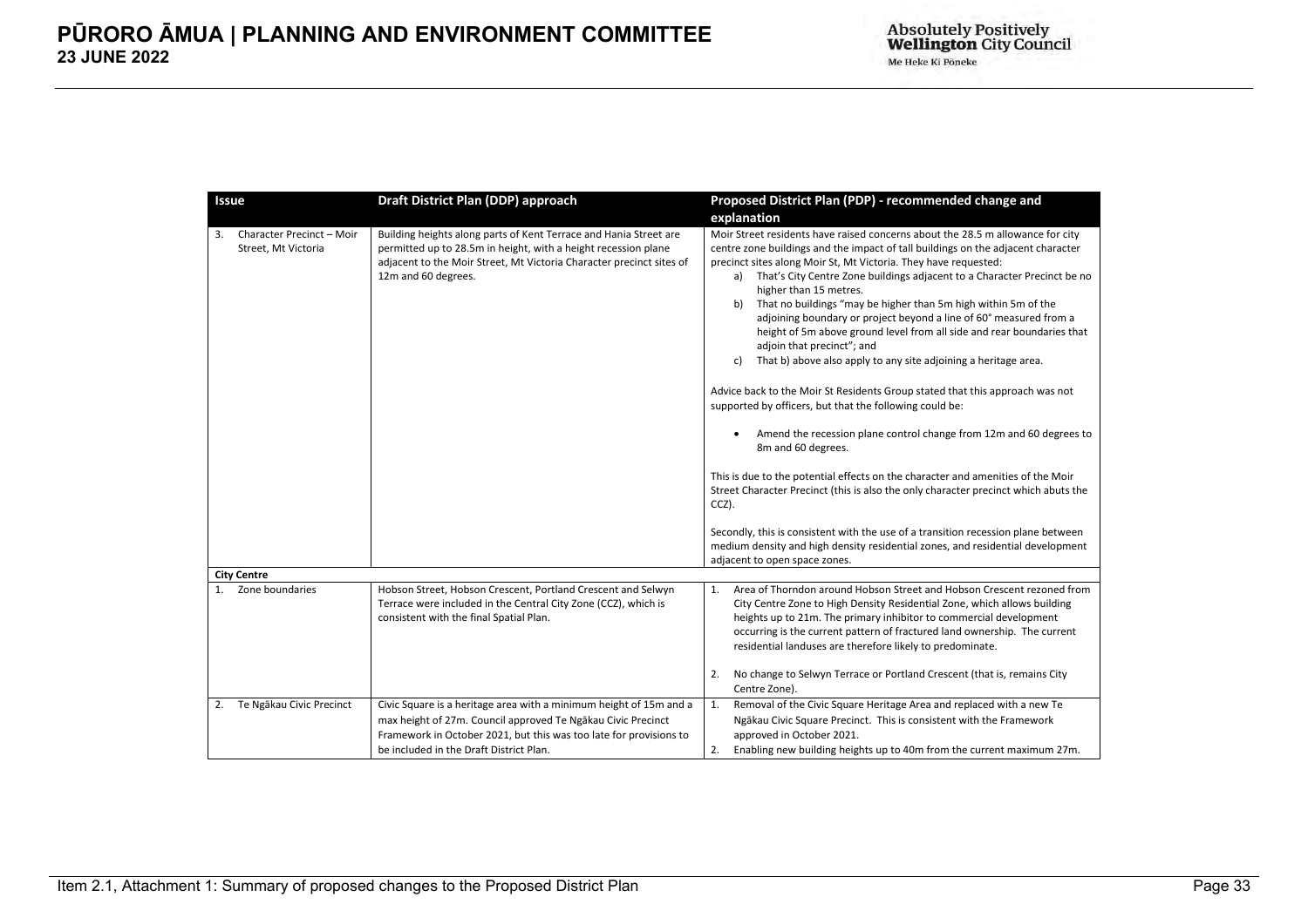| Issue | Draft District Plan (DDP) approach | Proposed District Plan (PDP) - recommended change and explanation |
|---|---|---|
| 3. Character Precinct – Moir Street, Mt Victoria | Building heights along parts of Kent Terrace and Hania Street are permitted up to 28.5m in height, with a height recession plane adjacent to the Moir Street, Mt Victoria Character precinct sites of 12m and 60 degrees. | Moir Street residents have raised concerns about the 28.5 m allowance for city centre zone buildings and the impact of tall buildings on the adjacent character precinct sites along Moir St, Mt Victoria. They have requested:<br>a) That's City Centre Zone buildings adjacent to a Character Precinct be no higher than 15 metres.<br>b) That no buildings "may be higher than 5m high within 5m of the adjoining boundary or project beyond a line of 60° measured from a height of 5m above ground level from all side and rear boundaries that adjoin that precinct"; and<br>c) That b) above also apply to any site adjoining a heritage area.<br><br>Advice back to the Moir St Residents Group stated that this approach was not supported by officers, but that the following could be:<br><br>• Amend the recession plane control change from 12m and 60 degrees to 8m and 60 degrees.<br><br>This is due to the potential effects on the character and amenities of the Moir Street Character Precinct (this is also the only character precinct which abuts the CCZ).<br><br>Secondly, this is consistent with the use of a transition recession plane between medium density and high density residential zones, and residential development adjacent to open space zones. |
| **City Centre** | | |
| 1. Zone boundaries | Hobson Street, Hobson Crescent, Portland Crescent and Selwyn Terrace were included in the Central City Zone (CCZ), which is consistent with the final Spatial Plan. | 1. Area of Thorndon around Hobson Street and Hobson Crescent rezoned from City Centre Zone to High Density Residential Zone, which allows building heights up to 21m. The primary inhibitor to commercial development occurring is the current pattern of fractured land ownership. The current residential landuses are therefore likely to predominate.<br><br>2. No change to Selwyn Terrace or Portland Crescent (that is, remains City Centre Zone). |
| 2. Te Ngākau Civic Precinct | Civic Square is a heritage area with a minimum height of 15m and a max height of 27m. Council approved Te Ngākau Civic Precinct Framework in October 2021, but this was too late for provisions to be included in the Draft District Plan. | 1. Removal of the Civic Square Heritage Area and replaced with a new Te Ngākau Civic Square Precinct. This is consistent with the Framework approved in October 2021.<br>2. Enabling new building heights up to 40m from the current maximum 27m. |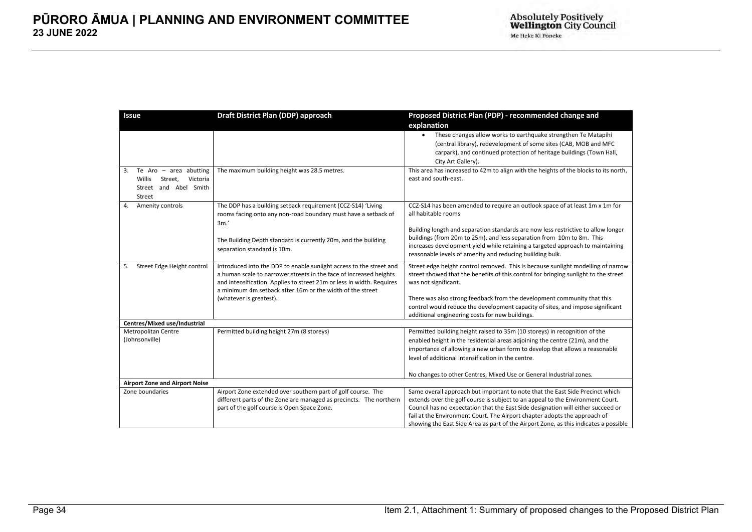| Issue | Draft District Plan (DDP) approach | Proposed District Plan (PDP) - recommended change and explanation |
|---|---|---|
| | | • These changes allow works to earthquake strengthen Te Matapihi (central library), redevelopment of some sites (CAB, MOB and MFC carpark), and continued protection of heritage buildings (Town Hall, City Art Gallery). |
| 3. Te Aro – area abutting Willis Street, Victoria Street and Abel Smith Street | The maximum building height was 28.5 metres. | This area has increased to 42m to align with the heights of the blocks to its north, east and south-east. |
| 4. Amenity controls | The DDP has a building setback requirement (CCZ-S14) 'Living rooms facing onto any non-road boundary must have a setback of 3m.'<br><br>The Building Depth standard is currently 20m, and the building separation standard is 10m. | CCZ-S14 has been amended to require an outlook space of at least 1m x 1m for all habitable rooms<br><br>Building length and separation standards are now less restrictive to allow longer buildings (from 20m to 25m), and less separation from 10m to 8m. This increases development yield while retaining a targeted approach to maintaining reasonable levels of amenity and reducing buiilding bulk. |
| 5. Street Edge Height control | Introduced into the DDP to enable sunlight access to the street and a human scale to narrower streets in the face of increased heights and intensification. Applies to street 21m or less in width. Requires a minimum 4m setback after 16m or the width of the street (whatever is greatest). | Street edge height control removed. This is because sunlight modelling of narrow street showed that the benefits of this control for bringing sunlight to the street was not significant.<br><br>There was also strong feedback from the development community that this control would reduce the development capacity of sites, and impose significant additional engineering costs for new buildings. |
| **Centres/Mixed use/Industrial** | | |
| Metropolitan Centre (Johnsonville) | Permitted building height 27m (8 storeys) | Permitted building height raised to 35m (10 storeys) in recognition of the enabled height in the residential areas adjoining the centre (21m), and the importance of allowing a new urban form to develop that allows a reasonable level of additional intensification in the centre.<br><br>No changes to other Centres, Mixed Use or General Industrial zones. |
| **Airport Zone and Airport Noise** | | |
| Zone boundaries | Airport Zone extended over southern part of golf course. The different parts of the Zone are managed as precincts. The northern part of the golf course is Open Space Zone. | Same overall approach but important to note that the East Side Precinct which extends over the golf course is subject to an appeal to the Environment Court. Council has no expectation that the East Side designation will either succeed or fail at the Environment Court. The Airport chapter adopts the approach of showing the East Side Area as part of the Airport Zone, as this indicates a possible |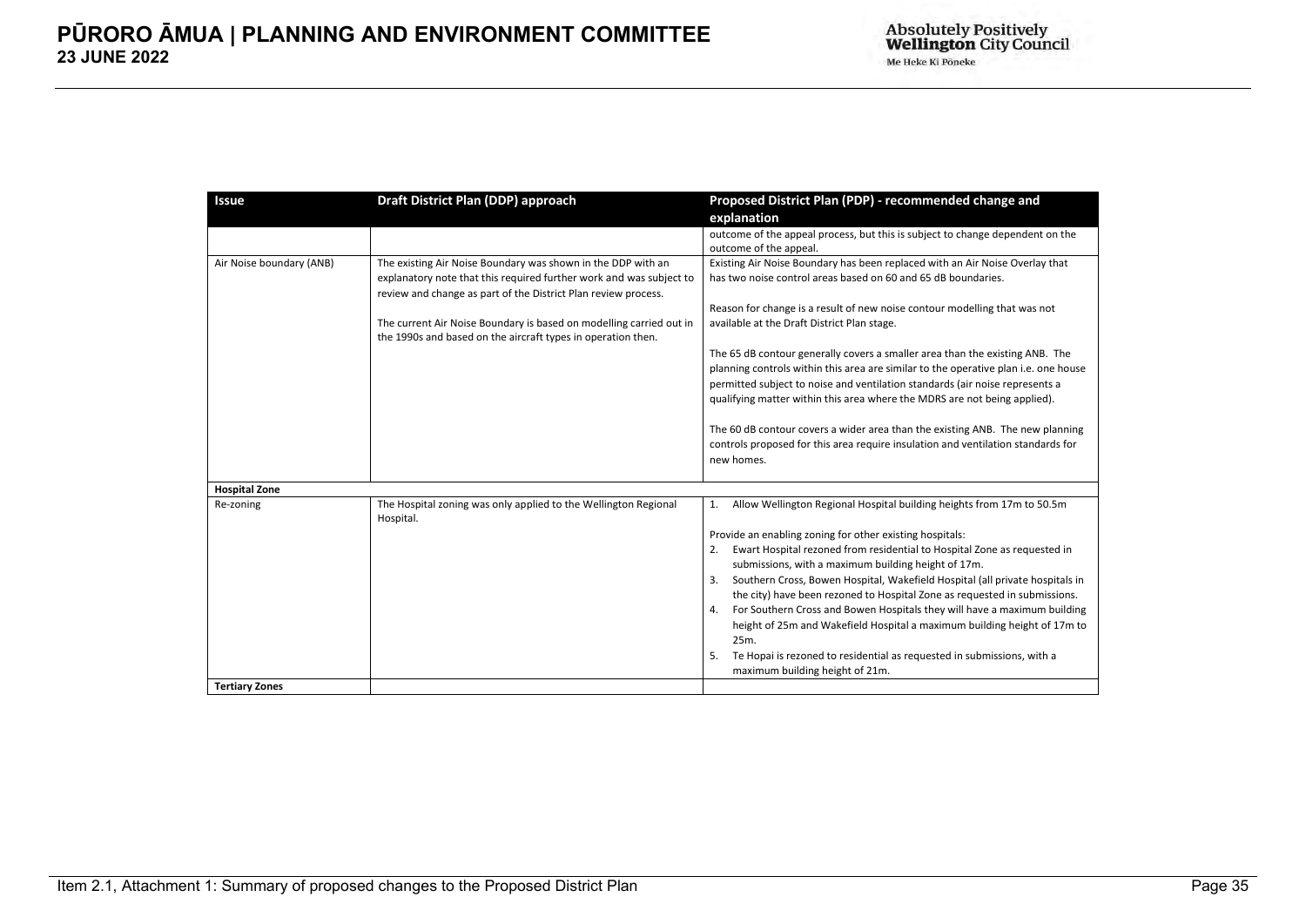| Issue | Draft District Plan (DDP) approach | Proposed District Plan (PDP) - recommended change and explanation |
|---|---|---|
| | | outcome of the appeal process, but this is subject to change dependent on the outcome of the appeal. |
| Air Noise boundary (ANB) | The existing Air Noise Boundary was shown in the DDP with an explanatory note that this required further work and was subject to review and change as part of the District Plan review process.<br><br>The current Air Noise Boundary is based on modelling carried out in the 1990s and based on the aircraft types in operation then. | Existing Air Noise Boundary has been replaced with an Air Noise Overlay that has two noise control areas based on 60 and 65 dB boundaries.<br><br>Reason for change is a result of new noise contour modelling that was not available at the Draft District Plan stage.<br><br>The 65 dB contour generally covers a smaller area than the existing ANB. The planning controls within this area are similar to the operative plan i.e. one house permitted subject to noise and ventilation standards (air noise represents a qualifying matter within this area where the MDRS are not being applied).<br><br>The 60 dB contour covers a wider area than the existing ANB. The new planning controls proposed for this area require insulation and ventilation standards for new homes. |
| **Hospital Zone** | | |
| Re-zoning | The Hospital zoning was only applied to the Wellington Regional Hospital. | 1. Allow Wellington Regional Hospital building heights from 17m to 50.5m<br><br>Provide an enabling zoning for other existing hospitals:<br>2. Ewart Hospital rezoned from residential to Hospital Zone as requested in submissions, with a maximum building height of 17m.<br>3. Southern Cross, Bowen Hospital, Wakefield Hospital (all private hospitals in the city) have been rezoned to Hospital Zone as requested in submissions.<br>4. For Southern Cross and Bowen Hospitals they will have a maximum building height of 25m and Wakefield Hospital a maximum building height of 17m to 25m.<br>5. Te Hopai is rezoned to residential as requested in submissions, with a maximum building height of 21m. |
| **Tertiary Zones** | | |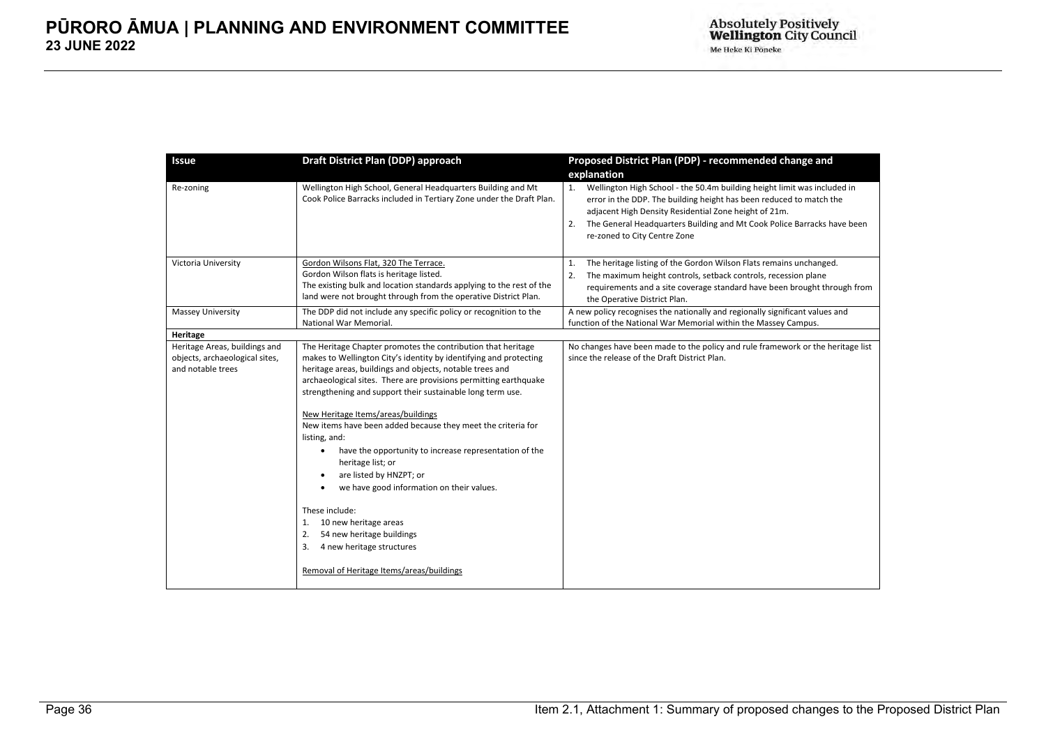| Issue | Draft District Plan (DDP) approach | Proposed District Plan (PDP) - recommended change and explanation |
|---|---|---|
| Re-zoning | Wellington High School, General Headquarters Building and Mt Cook Police Barracks included in Tertiary Zone under the Draft Plan. | 1. Wellington High School - the 50.4m building height limit was included in error in the DDP. The building height has been reduced to match the adjacent High Density Residential Zone height of 21m.<br>2. The General Headquarters Building and Mt Cook Police Barracks have been re-zoned to City Centre Zone |
| Victoria University | <u>Gordon Wilsons Flat, 320 The Terrace.</u><br>Gordon Wilson flats is heritage listed.<br>The existing bulk and location standards applying to the rest of the land were not brought through from the operative District Plan. | 1. The heritage listing of the Gordon Wilson Flats remains unchanged.<br>2. The maximum height controls, setback controls, recession plane requirements and a site coverage standard have been brought through from the Operative District Plan. |
| Massey University | The DDP did not include any specific policy or recognition to the National War Memorial. | A new policy recognises the nationally and regionally significant values and function of the National War Memorial within the Massey Campus. |
| **Heritage** | | |
| Heritage Areas, buildings and objects, archaeological sites, and notable trees | The Heritage Chapter promotes the contribution that heritage makes to Wellington City's identity by identifying and protecting heritage areas, buildings and objects, notable trees and archaeological sites. There are provisions permitting earthquake strengthening and support their sustainable long term use.<br><br><u>New Heritage Items/areas/buildings</u><br>New items have been added because they meet the criteria for listing, and:<br>• have the opportunity to increase representation of the heritage list; or<br>• are listed by HNZPT; or<br>• we have good information on their values.<br><br>These include:<br>1. 10 new heritage areas<br>2. 54 new heritage buildings<br>3. 4 new heritage structures<br><br><u>Removal of Heritage Items/areas/buildings</u> | No changes have been made to the policy and rule framework or the heritage list since the release of the Draft District Plan. |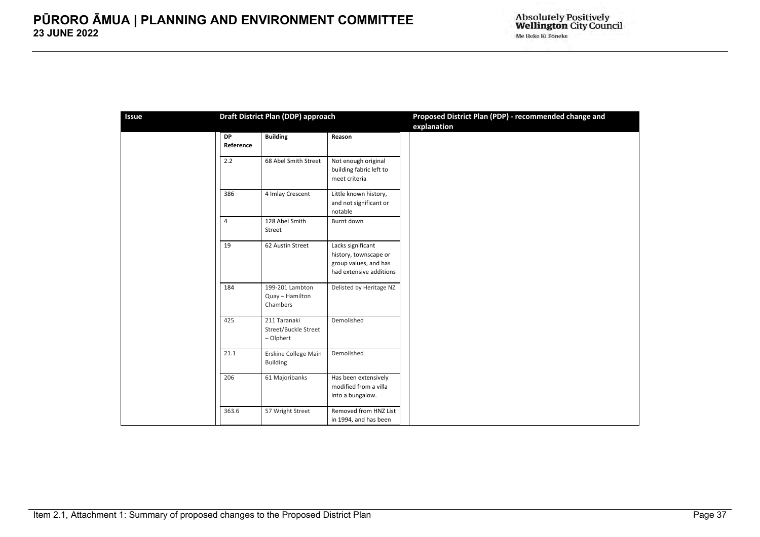| Issue | Draft District Plan (DDP) approach | | | Proposed District Plan (PDP) - recommended change and explanation |
|---|---|---|---|---|
| | **DP Reference** | **Building** | **Reason** | |
| | 2.2 | 68 Abel Smith Street | Not enough original building fabric left to meet criteria | |
| | 386 | 4 Imlay Crescent | Little known history, and not significant or notable | |
| | 4 | 128 Abel Smith Street | Burnt down | |
| | 19 | 62 Austin Street | Lacks significant history, townscape or group values, and has had extensive additions | |
| | 184 | 199-201 Lambton Quay – Hamilton Chambers | Delisted by Heritage NZ | |
| | 425 | 211 Taranaki Street/Buckle Street – Olphert | Demolished | |
| | 21.1 | Erskine College Main Building | Demolished | |
| | 206 | 61 Majoribanks | Has been extensively modified from a villa into a bungalow. | |
| | 363.6 | 57 Wright Street | Removed from HNZ List in 1994, and has been | |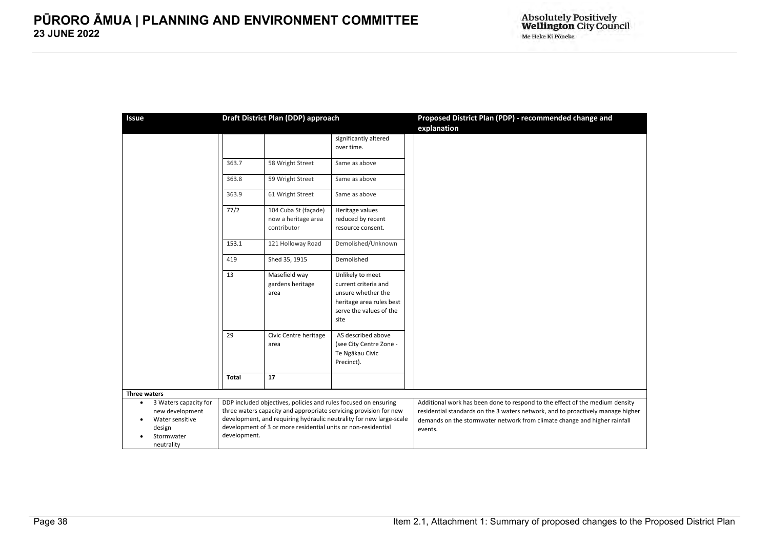| Issue | Draft District Plan (DDP) approach | | | Proposed District Plan (PDP) - recommended change and explanation |
|---|---|---|---|---|
| | | | significantly altered over time. | |
| | 363.7 | 58 Wright Street | Same as above | |
| | 363.8 | 59 Wright Street | Same as above | |
| | 363.9 | 61 Wright Street | Same as above | |
| | 77/2 | 104 Cuba St (façade) now a heritage area contributor | Heritage values reduced by recent resource consent. | |
| | 153.1 | 121 Holloway Road | Demolished/Unknown | |
| | 419 | Shed 35, 1915 | Demolished | |
| | 13 | Masefield way gardens heritage area | Unlikely to meet current criteria and unsure whether the heritage area rules best serve the values of the site | |
| | 29 | Civic Centre heritage area | AS described above (see City Centre Zone - Te Ngākau Civic Precinct). | |
| | **Total** | **17** | | |
| **Three waters** | | | | |
| • 3 Waters capacity for new development<br>• Water sensitive design<br>• Stormwater neutrality | DDP included objectives, policies and rules focused on ensuring three waters capacity and appropriate servicing provision for new development, and requiring hydraulic neutrality for new large-scale development of 3 or more residential units or non-residential development. | | | Additional work has been done to respond to the effect of the medium density residential standards on the 3 waters network, and to proactively manage higher demands on the stormwater network from climate change and higher rainfall events. |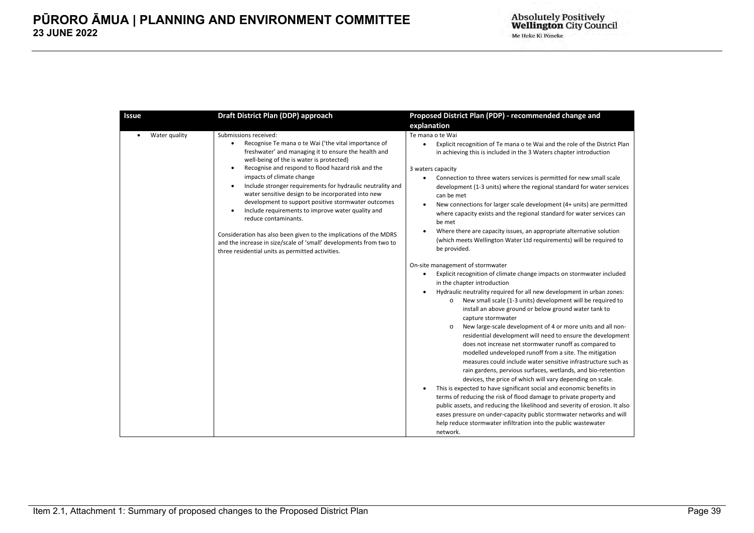| Issue | Draft District Plan (DDP) approach | Proposed District Plan (PDP) - recommended change and explanation |
|---|---|---|
| • Water quality | Submissions received:<br>• Recognise Te mana o te Wai ('the vital importance of freshwater' and managing it to ensure the health and well-being of the is water is protected)<br>• Recognise and respond to flood hazard risk and the impacts of climate change<br>• Include stronger requirements for hydraulic neutrality and water sensitive design to be incorporated into new development to support positive stormwater outcomes<br>• Include requirements to improve water quality and reduce contaminants.<br><br>Consideration has also been given to the implications of the MDRS and the increase in size/scale of 'small' developments from two to three residential units as permitted activities. | Te mana o te Wai<br>• Explicit recognition of Te mana o te Wai and the role of the District Plan in achieving this is included in the 3 Waters chapter introduction<br><br>3 waters capacity<br>• Connection to three waters services is permitted for new small scale development (1-3 units) where the regional standard for water services can be met<br>• New connections for larger scale development (4+ units) are permitted where capacity exists and the regional standard for water services can be met<br>• Where there are capacity issues, an appropriate alternative solution (which meets Wellington Water Ltd requirements) will be required to be provided.<br><br>On-site management of stormwater<br>• Explicit recognition of climate change impacts on stormwater included in the chapter introduction<br>• Hydraulic neutrality required for all new development in urban zones:<br>  o New small scale (1-3 units) development will be required to install an above ground or below ground water tank to capture stormwater<br>  o New large-scale development of 4 or more units and all non-residential development will need to ensure the development does not increase net stormwater runoff as compared to modelled undeveloped runoff from a site. The mitigation measures could include water sensitive infrastructure such as rain gardens, pervious surfaces, wetlands, and bio-retention devices, the price of which will vary depending on scale.<br>• This is expected to have significant social and economic benefits in terms of reducing the risk of flood damage to private property and public assets, and reducing the likelihood and severity of erosion. It also eases pressure on under-capacity public stormwater networks and will help reduce stormwater infiltration into the public wastewater network. |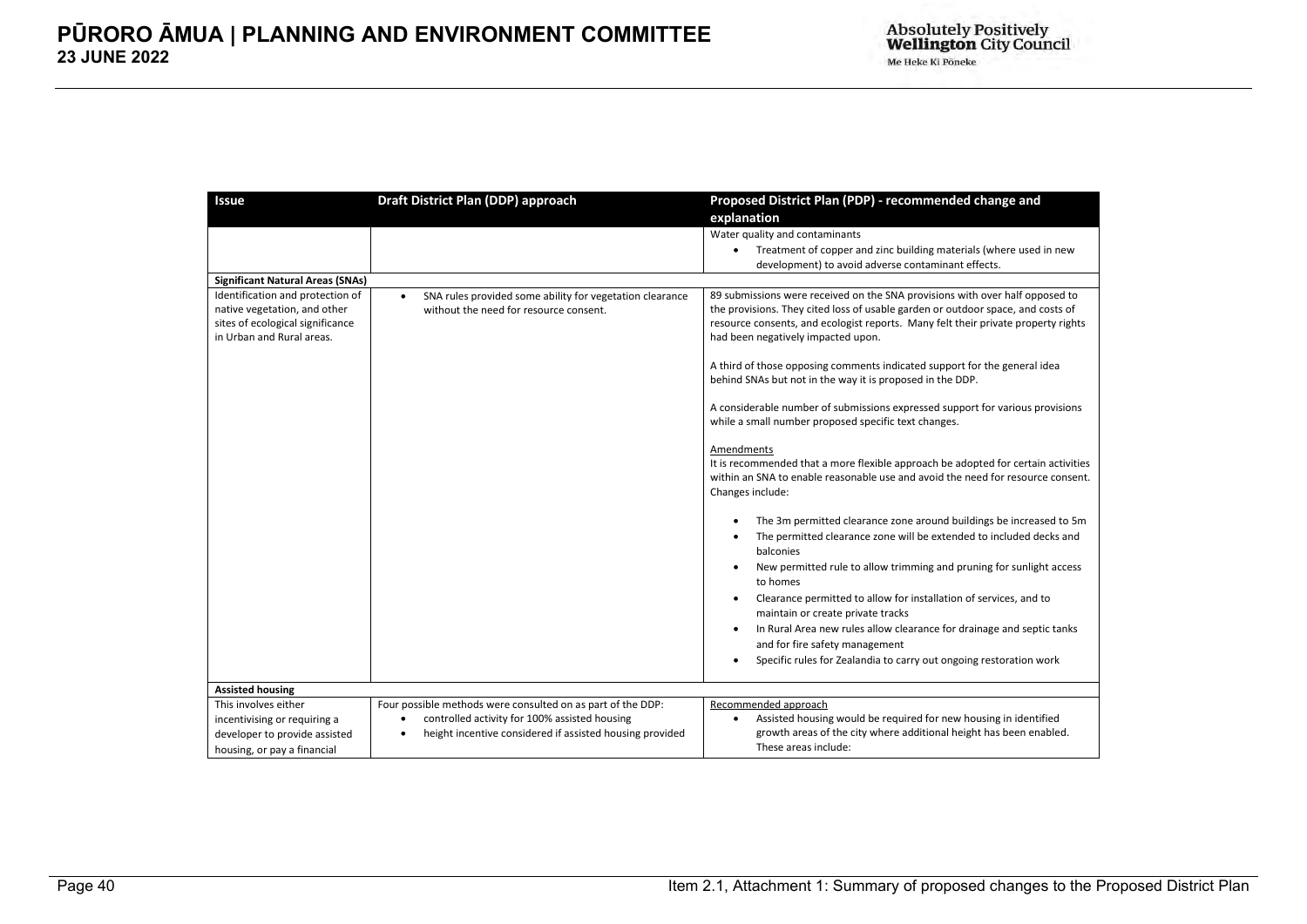| Issue | Draft District Plan (DDP) approach | Proposed District Plan (PDP) - recommended change and explanation |
|---|---|---|
| | | Water quality and contaminants<br>• Treatment of copper and zinc building materials (where used in new development) to avoid adverse contaminant effects. |
| **Significant Natural Areas (SNAs)** | | |
| Identification and protection of native vegetation, and other sites of ecological significance in Urban and Rural areas. | • SNA rules provided some ability for vegetation clearance without the need for resource consent. | 89 submissions were received on the SNA provisions with over half opposed to the provisions. They cited loss of usable garden or outdoor space, and costs of resource consents, and ecologist reports. Many felt their private property rights had been negatively impacted upon.<br><br>A third of those opposing comments indicated support for the general idea behind SNAs but not in the way it is proposed in the DDP.<br><br>A considerable number of submissions expressed support for various provisions while a small number proposed specific text changes.<br><br>Amendments<br>It is recommended that a more flexible approach be adopted for certain activities within an SNA to enable reasonable use and avoid the need for resource consent. Changes include:<br><br>• The 3m permitted clearance zone around buildings be increased to 5m<br>• The permitted clearance zone will be extended to included decks and balconies<br>• New permitted rule to allow trimming and pruning for sunlight access to homes<br>• Clearance permitted to allow for installation of services, and to maintain or create private tracks<br>• In Rural Area new rules allow clearance for drainage and septic tanks and for fire safety management<br>• Specific rules for Zealandia to carry out ongoing restoration work |
| **Assisted housing** | | |
| This involves either incentivising or requiring a developer to provide assisted housing, or pay a financial | Four possible methods were consulted on as part of the DDP:<br>• controlled activity for 100% assisted housing<br>• height incentive considered if assisted housing provided | Recommended approach<br>• Assisted housing would be required for new housing in identified growth areas of the city where additional height has been enabled. These areas include: |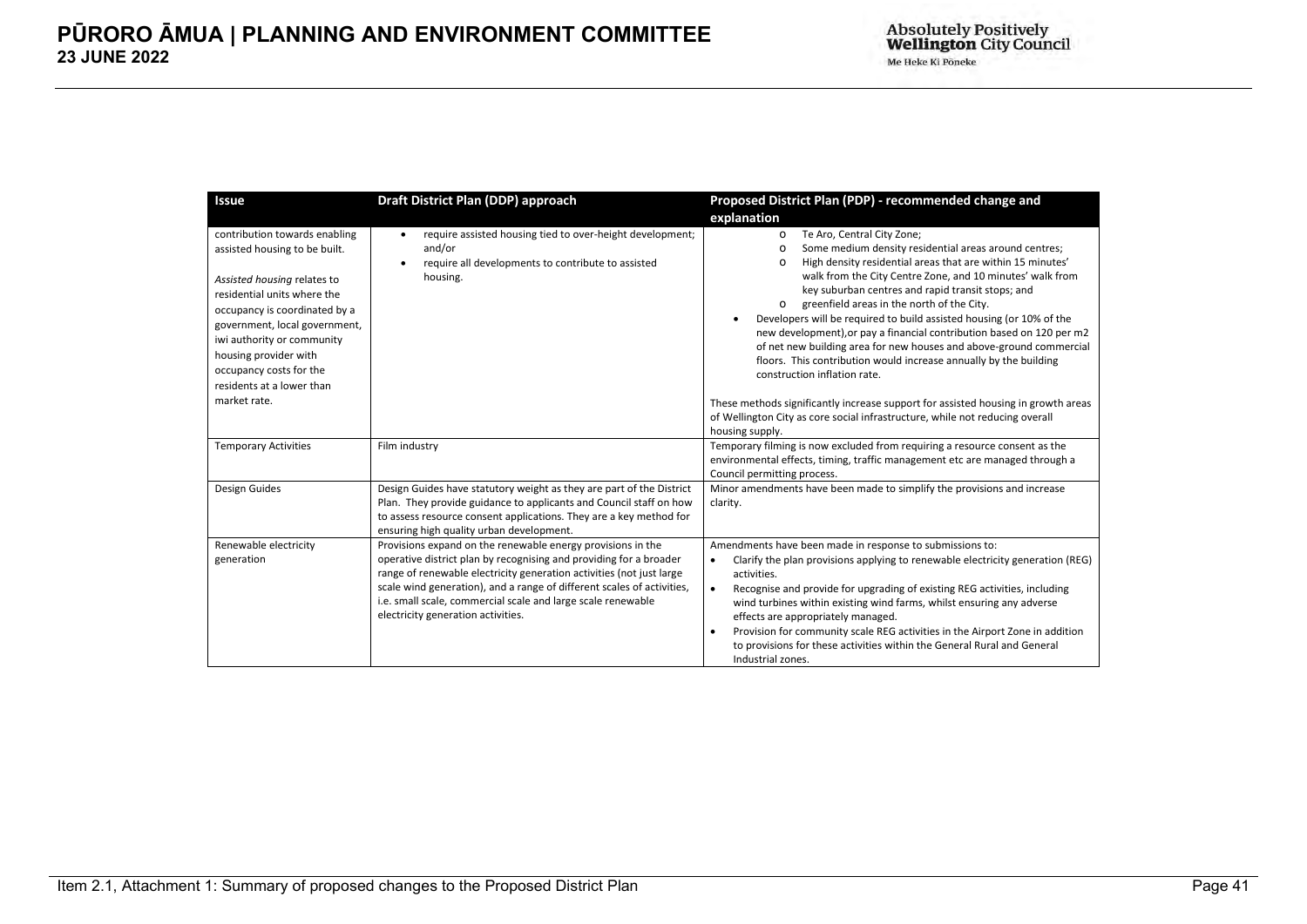| Issue | Draft District Plan (DDP) approach | Proposed District Plan (PDP) - recommended change and explanation |
|---|---|---|
| contribution towards enabling assisted housing to be built.<br><br>*Assisted housing* relates to residential units where the occupancy is coordinated by a government, local government, iwi authority or community housing provider with occupancy costs for the residents at a lower than market rate. | • require assisted housing tied to over-height development; and/or<br>• require all developments to contribute to assisted housing. | o Te Aro, Central City Zone;<br>o Some medium density residential areas around centres;<br>o High density residential areas that are within 15 minutes' walk from the City Centre Zone, and 10 minutes' walk from key suburban centres and rapid transit stops; and<br>o greenfield areas in the north of the City.<br>• Developers will be required to build assisted housing (or 10% of the new development),or pay a financial contribution based on 120 per m2 of net new building area for new houses and above-ground commercial floors. This contribution would increase annually by the building construction inflation rate.<br><br>These methods significantly increase support for assisted housing in growth areas of Wellington City as core social infrastructure, while not reducing overall housing supply. |
| Temporary Activities | Film industry | Temporary filming is now excluded from requiring a resource consent as the environmental effects, timing, traffic management etc are managed through a Council permitting process. |
| Design Guides | Design Guides have statutory weight as they are part of the District Plan. They provide guidance to applicants and Council staff on how to assess resource consent applications. They are a key method for ensuring high quality urban development. | Minor amendments have been made to simplify the provisions and increase clarity. |
| Renewable electricity generation | Provisions expand on the renewable energy provisions in the operative district plan by recognising and providing for a broader range of renewable electricity generation activities (not just large scale wind generation), and a range of different scales of activities, i.e. small scale, commercial scale and large scale renewable electricity generation activities. | Amendments have been made in response to submissions to:<br>• Clarify the plan provisions applying to renewable electricity generation (REG) activities.<br>• Recognise and provide for upgrading of existing REG activities, including wind turbines within existing wind farms, whilst ensuring any adverse effects are appropriately managed.<br>• Provision for community scale REG activities in the Airport Zone in addition to provisions for these activities within the General Rural and General Industrial zones. |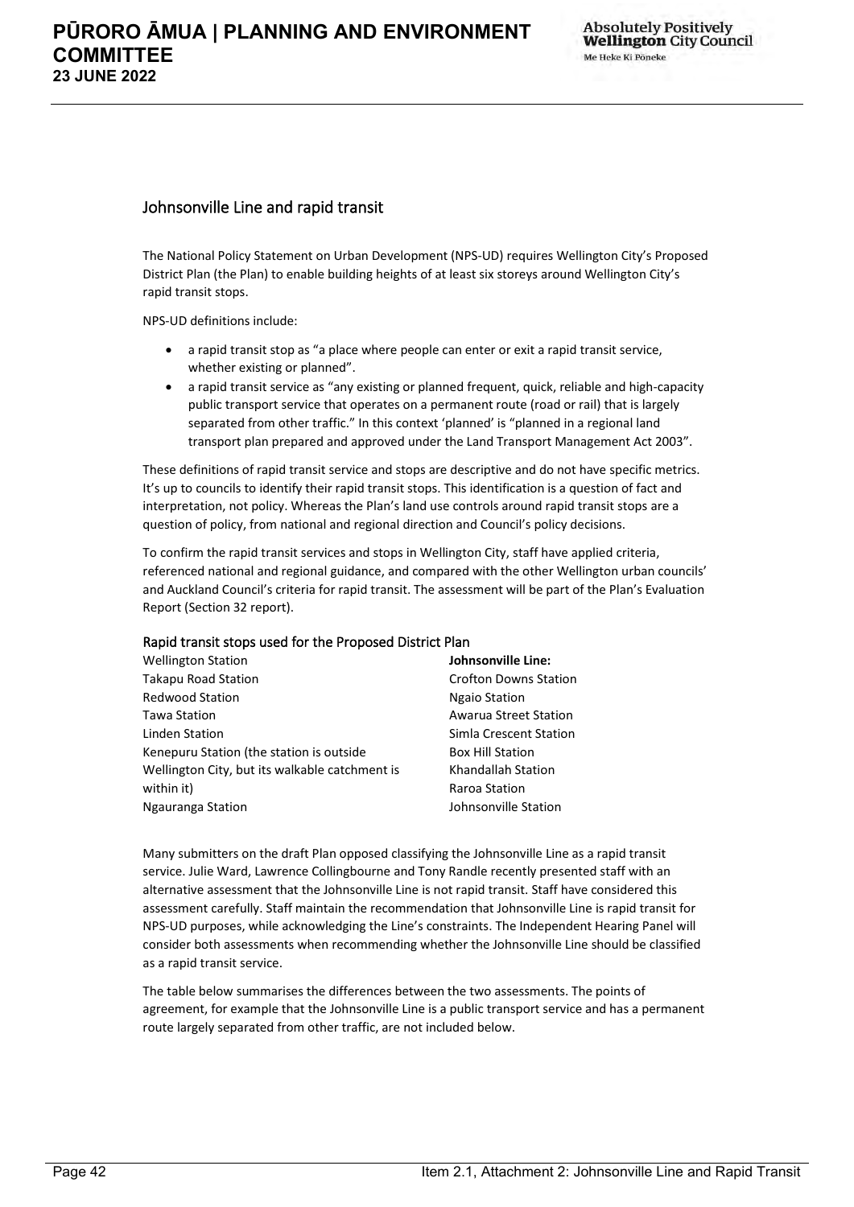## Johnsonville Line and rapid transit

The National Policy Statement on Urban Development (NPS-UD) requires Wellington City's Proposed District Plan (the Plan) to enable building heights of at least six storeys around Wellington City's rapid transit stops.

NPS-UD definitions include:

- a rapid transit stop as "a place where people can enter or exit a rapid transit service, whether existing or planned".
- a rapid transit service as "any existing or planned frequent, quick, reliable and high-capacity public transport service that operates on a permanent route (road or rail) that is largely separated from other traffic." In this context 'planned' is "planned in a regional land transport plan prepared and approved under the Land Transport Management Act 2003".

These definitions of rapid transit service and stops are descriptive and do not have specific metrics. It's up to councils to identify their rapid transit stops. This identification is a question of fact and interpretation, not policy. Whereas the Plan's land use controls around rapid transit stops are a question of policy, from national and regional direction and Council's policy decisions.

To confirm the rapid transit services and stops in Wellington City, staff have applied criteria, referenced national and regional guidance, and compared with the other Wellington urban councils' and Auckland Council's criteria for rapid transit. The assessment will be part of the Plan's Evaluation Report (Section 32 report).

### Rapid transit stops used for the Proposed District Plan

Wellington Station
Takapu Road Station
Redwood Station
Tawa Station
Linden Station
Kenepuru Station (the station is outside Wellington City, but its walkable catchment is within it)
Ngauranga Station

**Johnsonville Line:**
Crofton Downs Station
Ngaio Station
Awarua Street Station
Simla Crescent Station
Box Hill Station
Khandallah Station
Raroa Station
Johnsonville Station

Many submitters on the draft Plan opposed classifying the Johnsonville Line as a rapid transit service. Julie Ward, Lawrence Collingbourne and Tony Randle recently presented staff with an alternative assessment that the Johnsonville Line is not rapid transit. Staff have considered this assessment carefully. Staff maintain the recommendation that Johnsonville Line is rapid transit for NPS-UD purposes, while acknowledging the Line's constraints. The Independent Hearing Panel will consider both assessments when recommending whether the Johnsonville Line should be classified as a rapid transit service.

The table below summarises the differences between the two assessments. The points of agreement, for example that the Johnsonville Line is a public transport service and has a permanent route largely separated from other traffic, are not included below.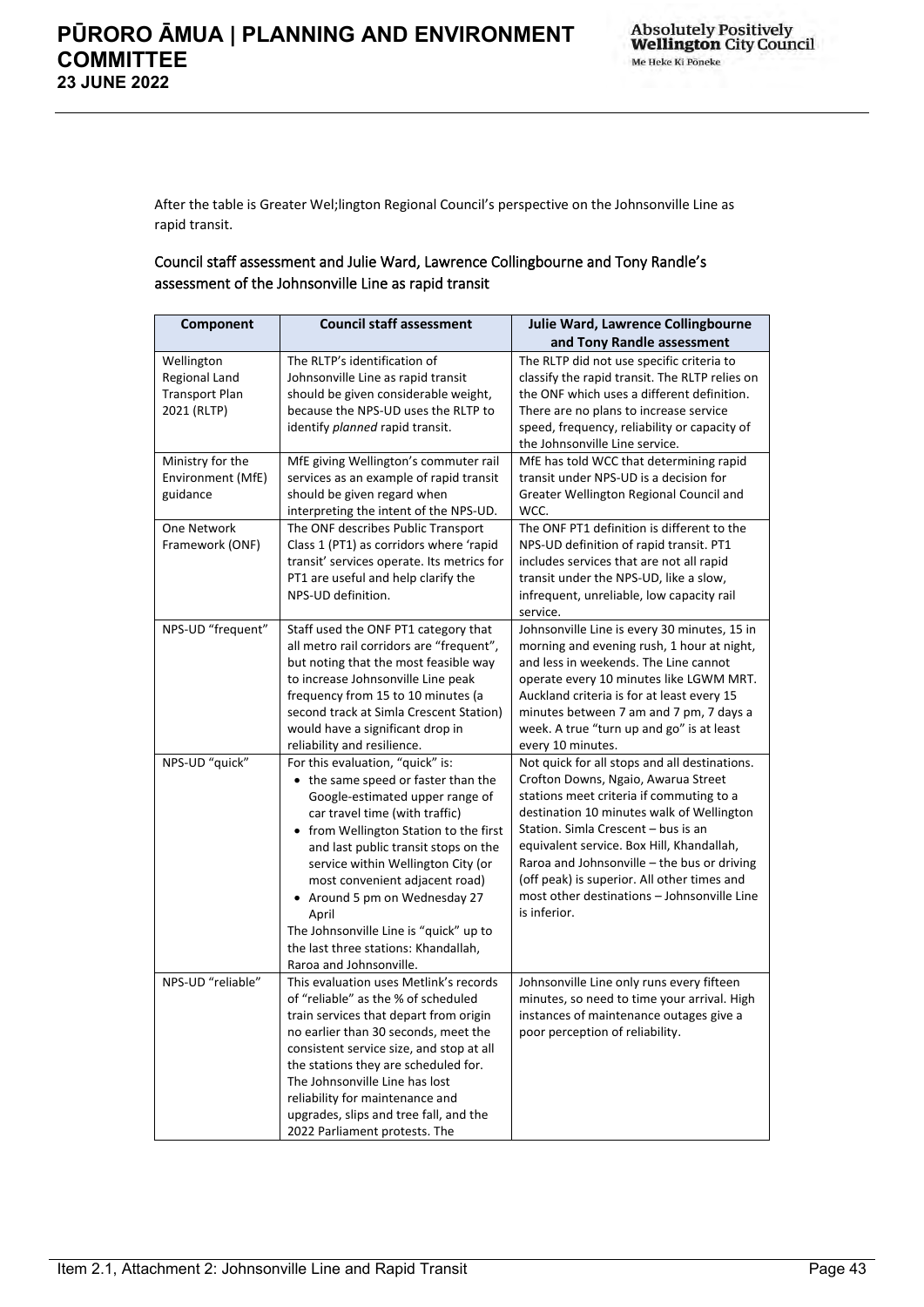After the table is Greater Wel;lington Regional Council's perspective on the Johnsonville Line as rapid transit.

## Council staff assessment and Julie Ward, Lawrence Collingbourne and Tony Randle's assessment of the Johnsonville Line as rapid transit

| Component | Council staff assessment | Julie Ward, Lawrence Collingbourne and Tony Randle assessment |
|---|---|---|
| Wellington Regional Land Transport Plan 2021 (RLTP) | The RLTP's identification of Johnsonville Line as rapid transit should be given considerable weight, because the NPS-UD uses the RLTP to identify *planned* rapid transit. | The RLTP did not use specific criteria to classify the rapid transit. The RLTP relies on the ONF which uses a different definition. There are no plans to increase service speed, frequency, reliability or capacity of the Johnsonville Line service. |
| Ministry for the Environment (MfE) guidance | MfE giving Wellington's commuter rail services as an example of rapid transit should be given regard when interpreting the intent of the NPS-UD. | MfE has told WCC that determining rapid transit under NPS-UD is a decision for Greater Wellington Regional Council and WCC. |
| One Network Framework (ONF) | The ONF describes Public Transport Class 1 (PT1) as corridors where 'rapid transit' services operate. Its metrics for PT1 are useful and help clarify the NPS-UD definition. | The ONF PT1 definition is different to the NPS-UD definition of rapid transit. PT1 includes services that are not all rapid transit under the NPS-UD, like a slow, infrequent, unreliable, low capacity rail service. |
| NPS-UD "frequent" | Staff used the ONF PT1 category that all metro rail corridors are "frequent", but noting that the most feasible way to increase Johnsonville Line peak frequency from 15 to 10 minutes (a second track at Simla Crescent Station) would have a significant drop in reliability and resilience. | Johnsonville Line is every 30 minutes, 15 in morning and evening rush, 1 hour at night, and less in weekends. The Line cannot operate every 10 minutes like LGWM MRT. Auckland criteria is for at least every 15 minutes between 7 am and 7 pm, 7 days a week. A true "turn up and go" is at least every 10 minutes. |
| NPS-UD "quick" | For this evaluation, "quick" is:<br>• the same speed or faster than the Google-estimated upper range of car travel time (with traffic)<br>• from Wellington Station to the first and last public transit stops on the service within Wellington City (or most convenient adjacent road)<br>• Around 5 pm on Wednesday 27 April<br>The Johnsonville Line is "quick" up to the last three stations: Khandallah, Raroa and Johnsonville. | Not quick for all stops and all destinations. Crofton Downs, Ngaio, Awarua Street stations meet criteria if commuting to a destination 10 minutes walk of Wellington Station. Simla Crescent – bus is an equivalent service. Box Hill, Khandallah, Raroa and Johnsonville – the bus or driving (off peak) is superior. All other times and most other destinations – Johnsonville Line is inferior. |
| NPS-UD "reliable" | This evaluation uses Metlink's records of "reliable" as the % of scheduled train services that depart from origin no earlier than 30 seconds, meet the consistent service size, and stop at all the stations they are scheduled for. The Johnsonville Line has lost reliability for maintenance and upgrades, slips and tree fall, and the 2022 Parliament protests. The | Johnsonville Line only runs every fifteen minutes, so need to time your arrival. High instances of maintenance outages give a poor perception of reliability. |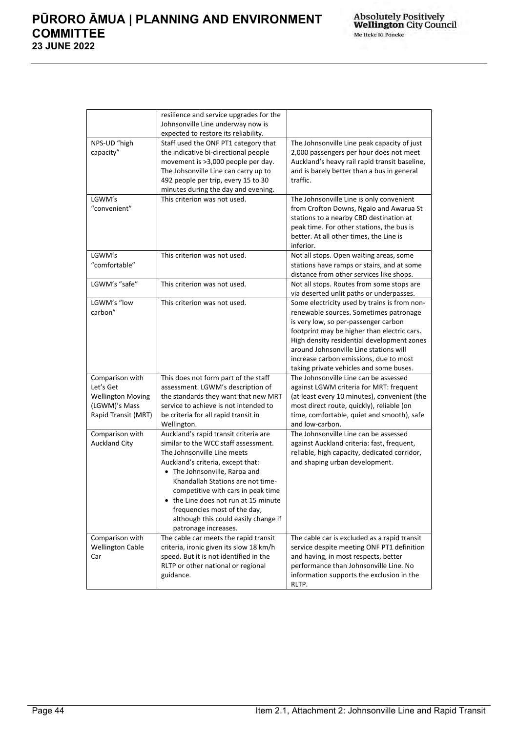| | | |
|---|---|---|
| | resilience and service upgrades for the Johnsonville Line underway now is expected to restore its reliability. | |
| NPS-UD "high capacity" | Staff used the ONF PT1 category that the indicative bi-directional people movement is >3,000 people per day. The Johsonville Line can carry up to 492 people per trip, every 15 to 30 minutes during the day and evening. | The Johnsonville Line peak capacity of just 2,000 passengers per hour does not meet Auckland's heavy rail rapid transit baseline, and is barely better than a bus in general traffic. |
| LGWM's "convenient" | This criterion was not used. | The Johnsonville Line is only convenient from Crofton Downs, Ngaio and Awarua St stations to a nearby CBD destination at peak time. For other stations, the bus is better. At all other times, the Line is inferior. |
| LGWM's "comfortable" | This criterion was not used. | Not all stops. Open waiting areas, some stations have ramps or stairs, and at some distance from other services like shops. |
| LGWM's "safe" | This criterion was not used. | Not all stops. Routes from some stops are via deserted unlit paths or underpasses. |
| LGWM's "low carbon" | This criterion was not used. | Some electricity used by trains is from non-renewable sources. Sometimes patronage is very low, so per-passenger carbon footprint may be higher than electric cars. High density residential development zones around Johnsonville Line stations will increase carbon emissions, due to most taking private vehicles and some buses. |
| Comparison with Let's Get Wellington Moving (LGWM)'s Mass Rapid Transit (MRT) | This does not form part of the staff assessment. LGWM's description of the standards they want that new MRT service to achieve is not intended to be criteria for all rapid transit in Wellington. | The Johnsonville Line can be assessed against LGWM criteria for MRT: frequent (at least every 10 minutes), convenient (the most direct route, quickly), reliable (on time, comfortable, quiet and smooth), safe and low-carbon. |
| Comparison with Auckland City | Auckland's rapid transit criteria are similar to the WCC staff assessment. The Johnsonville Line meets Auckland's criteria, except that: <br>• The Johnsonville, Raroa and Khandallah Stations are not time-competitive with cars in peak time <br>• the Line does not run at 15 minute frequencies most of the day, although this could easily change if patronage increases. | The Johnsonville Line can be assessed against Auckland criteria: fast, frequent, reliable, high capacity, dedicated corridor, and shaping urban development. |
| Comparison with Wellington Cable Car | The cable car meets the rapid transit criteria, ironic given its slow 18 km/h speed. But it is not identified in the RLTP or other national or regional guidance. | The cable car is excluded as a rapid transit service despite meeting ONF PT1 definition and having, in most respects, better performance than Johnsonville Line. No information supports the exclusion in the RLTP. |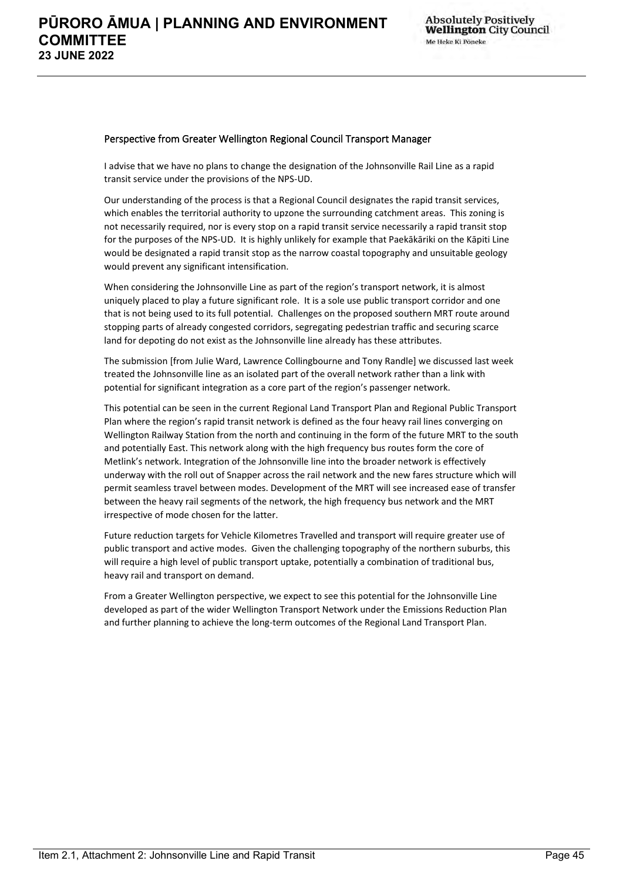### Perspective from Greater Wellington Regional Council Transport Manager

I advise that we have no plans to change the designation of the Johnsonville Rail Line as a rapid transit service under the provisions of the NPS-UD.

Our understanding of the process is that a Regional Council designates the rapid transit services, which enables the territorial authority to upzone the surrounding catchment areas. This zoning is not necessarily required, nor is every stop on a rapid transit service necessarily a rapid transit stop for the purposes of the NPS-UD. It is highly unlikely for example that Paekākāriki on the Kāpiti Line would be designated a rapid transit stop as the narrow coastal topography and unsuitable geology would prevent any significant intensification.

When considering the Johnsonville Line as part of the region's transport network, it is almost uniquely placed to play a future significant role. It is a sole use public transport corridor and one that is not being used to its full potential. Challenges on the proposed southern MRT route around stopping parts of already congested corridors, segregating pedestrian traffic and securing scarce land for depoting do not exist as the Johnsonville line already has these attributes.

The submission [from Julie Ward, Lawrence Collingbourne and Tony Randle] we discussed last week treated the Johnsonville line as an isolated part of the overall network rather than a link with potential for significant integration as a core part of the region's passenger network.

This potential can be seen in the current Regional Land Transport Plan and Regional Public Transport Plan where the region's rapid transit network is defined as the four heavy rail lines converging on Wellington Railway Station from the north and continuing in the form of the future MRT to the south and potentially East. This network along with the high frequency bus routes form the core of Metlink's network. Integration of the Johnsonville line into the broader network is effectively underway with the roll out of Snapper across the rail network and the new fares structure which will permit seamless travel between modes. Development of the MRT will see increased ease of transfer between the heavy rail segments of the network, the high frequency bus network and the MRT irrespective of mode chosen for the latter.

Future reduction targets for Vehicle Kilometres Travelled and transport will require greater use of public transport and active modes. Given the challenging topography of the northern suburbs, this will require a high level of public transport uptake, potentially a combination of traditional bus, heavy rail and transport on demand.

From a Greater Wellington perspective, we expect to see this potential for the Johnsonville Line developed as part of the wider Wellington Transport Network under the Emissions Reduction Plan and further planning to achieve the long-term outcomes of the Regional Land Transport Plan.